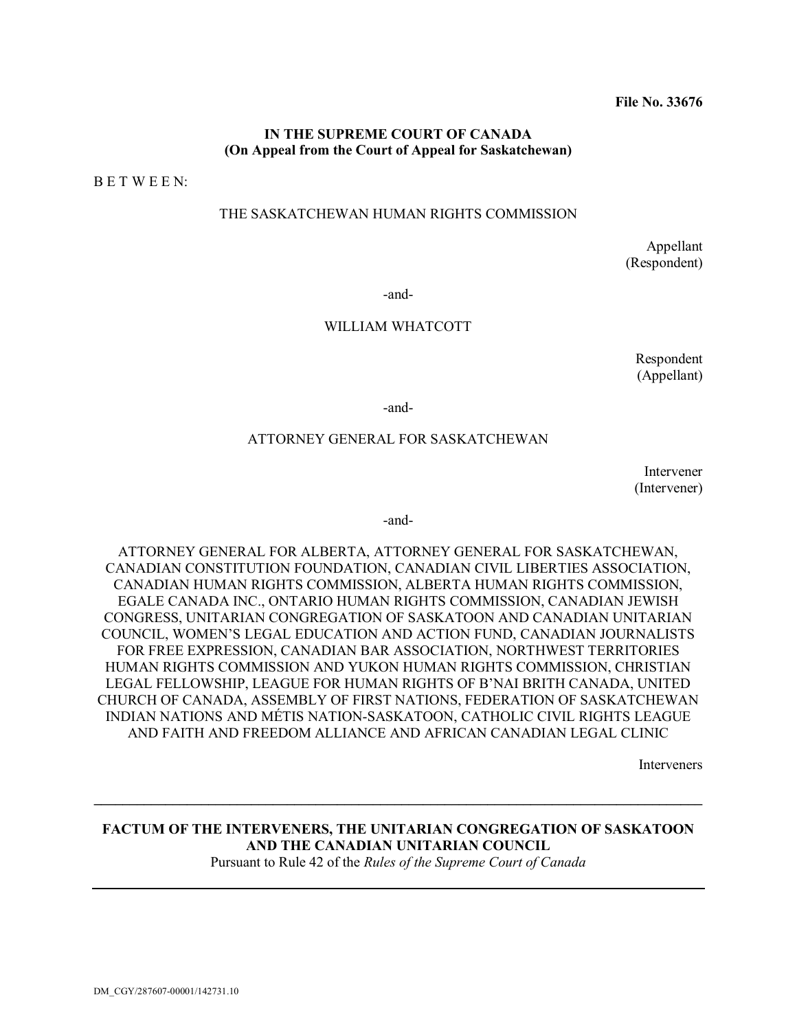**File No. 33676**

**IN THE SUPREME COURT OF CANADA**
**(On Appeal from the Court of Appeal for Saskatchewan)**

B E T W E E N:

THE SASKATCHEWAN HUMAN RIGHTS COMMISSION

Appellant
(Respondent)

-and-

WILLIAM WHATCOTT

Respondent
(Appellant)

-and-

ATTORNEY GENERAL FOR SASKATCHEWAN

Intervener
(Intervener)

-and-

ATTORNEY GENERAL FOR ALBERTA, ATTORNEY GENERAL FOR SASKATCHEWAN, CANADIAN CONSTITUTION FOUNDATION, CANADIAN CIVIL LIBERTIES ASSOCIATION, CANADIAN HUMAN RIGHTS COMMISSION, ALBERTA HUMAN RIGHTS COMMISSION, EGALE CANADA INC., ONTARIO HUMAN RIGHTS COMMISSION, CANADIAN JEWISH CONGRESS, UNITARIAN CONGREGATION OF SASKATOON AND CANADIAN UNITARIAN COUNCIL, WOMEN'S LEGAL EDUCATION AND ACTION FUND, CANADIAN JOURNALISTS FOR FREE EXPRESSION, CANADIAN BAR ASSOCIATION, NORTHWEST TERRITORIES HUMAN RIGHTS COMMISSION AND YUKON HUMAN RIGHTS COMMISSION, CHRISTIAN LEGAL FELLOWSHIP, LEAGUE FOR HUMAN RIGHTS OF B'NAI BRITH CANADA, UNITED CHURCH OF CANADA, ASSEMBLY OF FIRST NATIONS, FEDERATION OF SASKATCHEWAN INDIAN NATIONS AND MÉTIS NATION-SASKATOON, CATHOLIC CIVIL RIGHTS LEAGUE AND FAITH AND FREEDOM ALLIANCE AND AFRICAN CANADIAN LEGAL CLINIC

Interveners

---

**FACTUM OF THE INTERVENERS, THE UNITARIAN CONGREGATION OF SASKATOON AND THE CANADIAN UNITARIAN COUNCIL**

Pursuant to Rule 42 of the *Rules of the Supreme Court of Canada*

---

DM_CGY/287607-00001/142731.10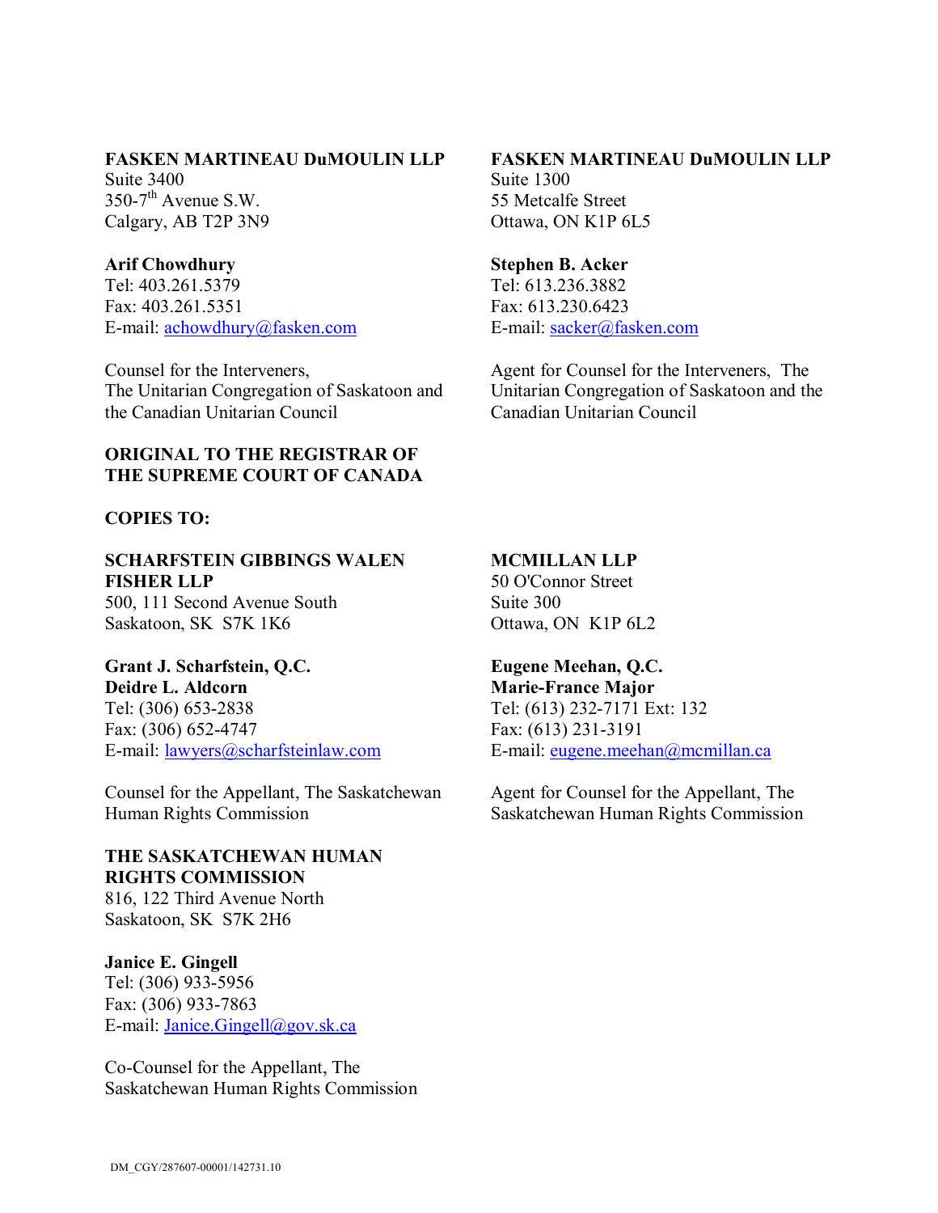**FASKEN MARTINEAU DuMOULIN LLP**
Suite 3400
350-7th Avenue S.W.
Calgary, AB T2P 3N9

**Arif Chowdhury**
Tel: 403.261.5379
Fax: 403.261.5351
E-mail: achowdhury@fasken.com

Counsel for the Interveners,
The Unitarian Congregation of Saskatoon and the Canadian Unitarian Council

**FASKEN MARTINEAU DuMOULIN LLP**
Suite 1300
55 Metcalfe Street
Ottawa, ON K1P 6L5

**Stephen B. Acker**
Tel: 613.236.3882
Fax: 613.230.6423
E-mail: sacker@fasken.com

Agent for Counsel for the Interveners, The Unitarian Congregation of Saskatoon and the Canadian Unitarian Council

**ORIGINAL TO THE REGISTRAR OF THE SUPREME COURT OF CANADA**

**COPIES TO:**

**SCHARFSTEIN GIBBINGS WALEN FISHER LLP**
500, 111 Second Avenue South
Saskatoon, SK S7K 1K6

**Grant J. Scharfstein, Q.C.**
**Deidre L. Aldcorn**
Tel: (306) 653-2838
Fax: (306) 652-4747
E-mail: lawyers@scharfsteinlaw.com

Counsel for the Appellant, The Saskatchewan Human Rights Commission

**MCMILLAN LLP**
50 O'Connor Street
Suite 300
Ottawa, ON K1P 6L2

**Eugene Meehan, Q.C.**
**Marie-France Major**
Tel: (613) 232-7171 Ext: 132
Fax: (613) 231-3191
E-mail: eugene.meehan@mcmillan.ca

Agent for Counsel for the Appellant, The Saskatchewan Human Rights Commission

**THE SASKATCHEWAN HUMAN RIGHTS COMMISSION**
816, 122 Third Avenue North
Saskatoon, SK S7K 2H6

**Janice E. Gingell**
Tel: (306) 933-5956
Fax: (306) 933-7863
E-mail: Janice.Gingell@gov.sk.ca

Co-Counsel for the Appellant, The Saskatchewan Human Rights Commission

DM_CGY/287607-00001/142731.10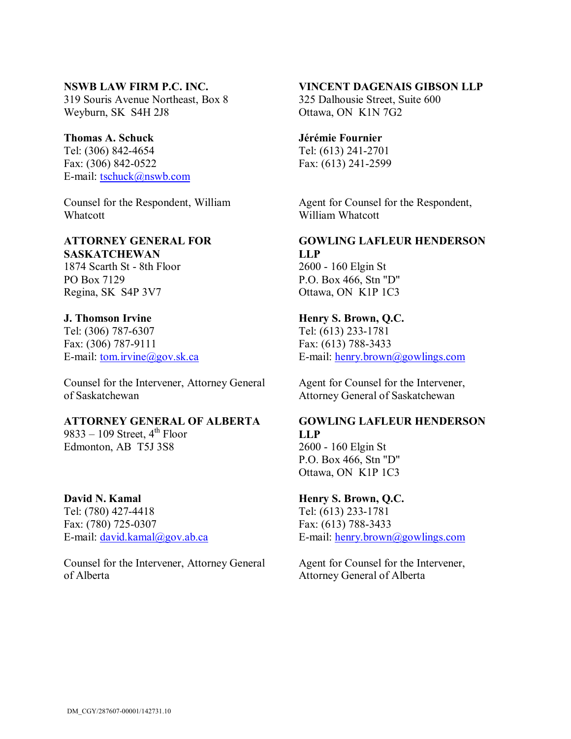**NSWB LAW FIRM P.C. INC.**
319 Souris Avenue Northeast, Box 8
Weyburn, SK S4H 2J8

**Thomas A. Schuck**
Tel: (306) 842-4654
Fax: (306) 842-0522
E-mail: tschuck@nswb.com

Counsel for the Respondent, William Whatcott

**VINCENT DAGENAIS GIBSON LLP**
325 Dalhousie Street, Suite 600
Ottawa, ON K1N 7G2

**Jérémie Fournier**
Tel: (613) 241-2701
Fax: (613) 241-2599

Agent for Counsel for the Respondent, William Whatcott

**ATTORNEY GENERAL FOR SASKATCHEWAN**
1874 Scarth St - 8th Floor
PO Box 7129
Regina, SK S4P 3V7

**J. Thomson Irvine**
Tel: (306) 787-6307
Fax: (306) 787-9111
E-mail: tom.irvine@gov.sk.ca

Counsel for the Intervener, Attorney General of Saskatchewan

**GOWLING LAFLEUR HENDERSON LLP**
2600 - 160 Elgin St
P.O. Box 466, Stn "D"
Ottawa, ON K1P 1C3

**Henry S. Brown, Q.C.**
Tel: (613) 233-1781
Fax: (613) 788-3433
E-mail: henry.brown@gowlings.com

Agent for Counsel for the Intervener, Attorney General of Saskatchewan

**ATTORNEY GENERAL OF ALBERTA**
9833 – 109 Street, 4th Floor
Edmonton, AB T5J 3S8

**David N. Kamal**
Tel: (780) 427-4418
Fax: (780) 725-0307
E-mail: david.kamal@gov.ab.ca

Counsel for the Intervener, Attorney General of Alberta

**GOWLING LAFLEUR HENDERSON LLP**
2600 - 160 Elgin St
P.O. Box 466, Stn "D"
Ottawa, ON K1P 1C3

**Henry S. Brown, Q.C.**
Tel: (613) 233-1781
Fax: (613) 788-3433
E-mail: henry.brown@gowlings.com

Agent for Counsel for the Intervener, Attorney General of Alberta

DM_CGY/287607-00001/142731.10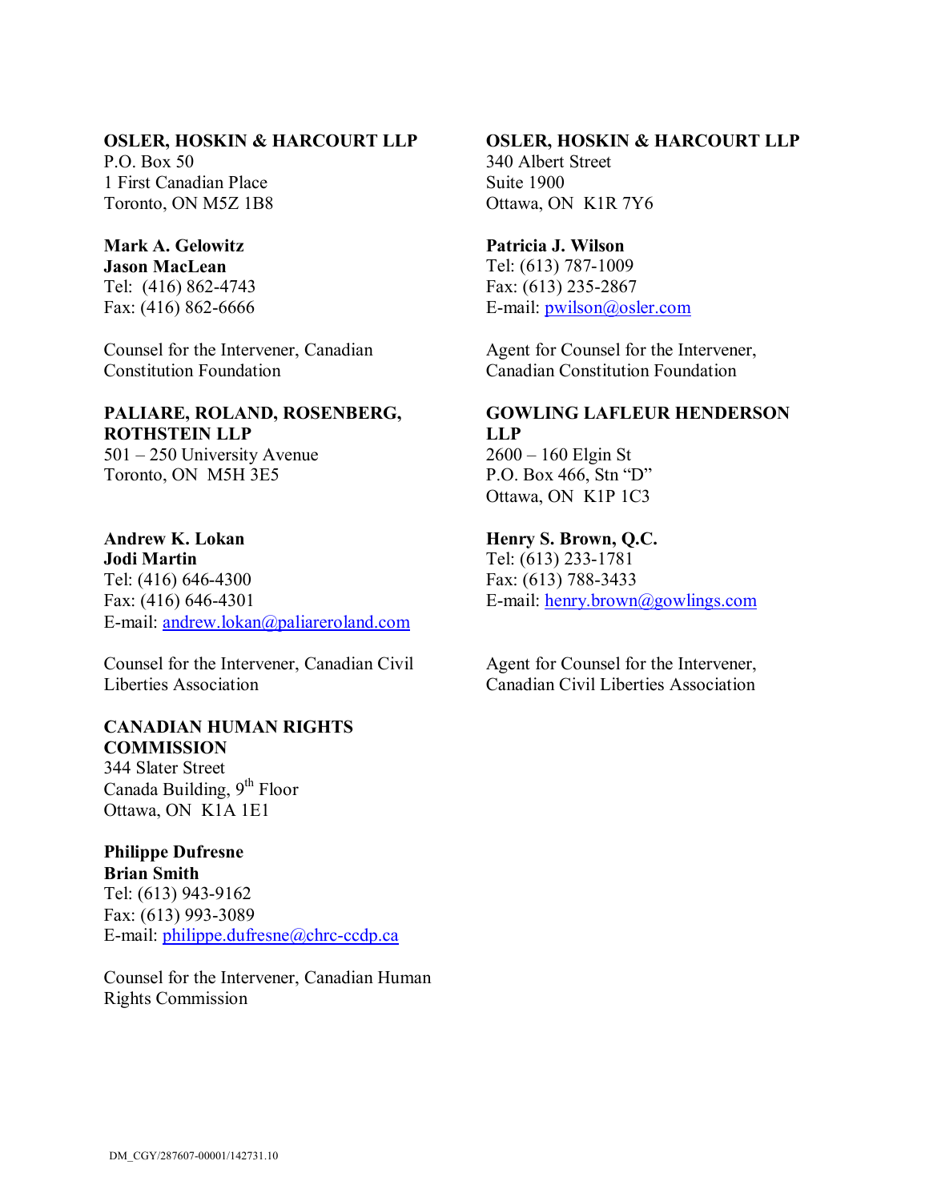**OSLER, HOSKIN & HARCOURT LLP**
P.O. Box 50
1 First Canadian Place
Toronto, ON M5Z 1B8

**Mark A. Gelowitz**
**Jason MacLean**
Tel: (416) 862-4743
Fax: (416) 862-6666

Counsel for the Intervener, Canadian Constitution Foundation

**OSLER, HOSKIN & HARCOURT LLP**
340 Albert Street
Suite 1900
Ottawa, ON K1R 7Y6

**Patricia J. Wilson**
Tel: (613) 787-1009
Fax: (613) 235-2867
E-mail: pwilson@osler.com

Agent for Counsel for the Intervener, Canadian Constitution Foundation

**PALIARE, ROLAND, ROSENBERG, ROTHSTEIN LLP**
501 – 250 University Avenue
Toronto, ON M5H 3E5

**Andrew K. Lokan**
**Jodi Martin**
Tel: (416) 646-4300
Fax: (416) 646-4301
E-mail: andrew.lokan@paliareroland.com

Counsel for the Intervener, Canadian Civil Liberties Association

**GOWLING LAFLEUR HENDERSON LLP**
2600 – 160 Elgin St
P.O. Box 466, Stn "D"
Ottawa, ON K1P 1C3

**Henry S. Brown, Q.C.**
Tel: (613) 233-1781
Fax: (613) 788-3433
E-mail: henry.brown@gowlings.com

Agent for Counsel for the Intervener, Canadian Civil Liberties Association

**CANADIAN HUMAN RIGHTS COMMISSION**
344 Slater Street
Canada Building, 9th Floor
Ottawa, ON K1A 1E1

**Philippe Dufresne**
**Brian Smith**
Tel: (613) 943-9162
Fax: (613) 993-3089
E-mail: philippe.dufresne@chrc-ccdp.ca

Counsel for the Intervener, Canadian Human Rights Commission

DM_CGY/287607-00001/142731.10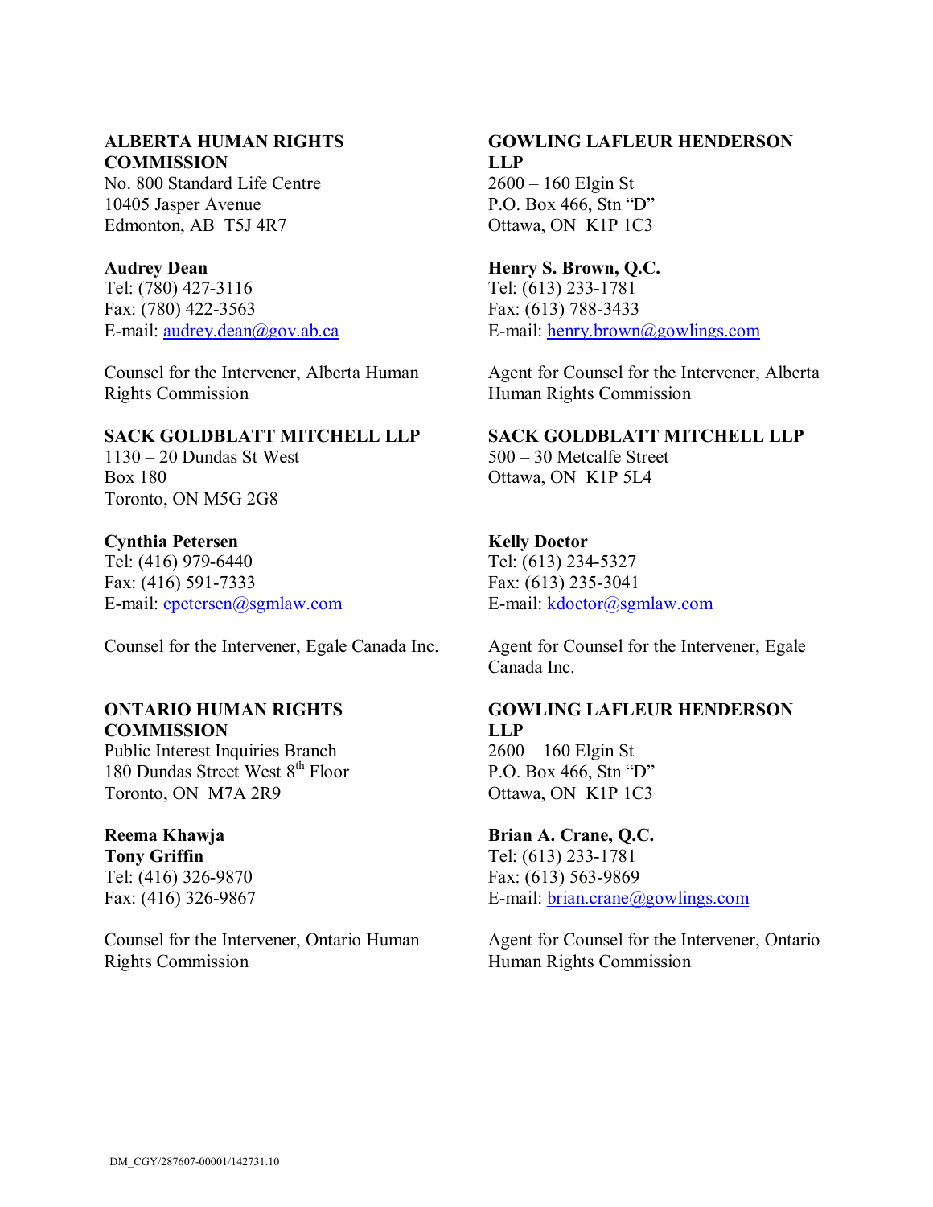**ALBERTA HUMAN RIGHTS COMMISSION**
No. 800 Standard Life Centre
10405 Jasper Avenue
Edmonton, AB T5J 4R7

**Audrey Dean**
Tel: (780) 427-3116
Fax: (780) 422-3563
E-mail: audrey.dean@gov.ab.ca

Counsel for the Intervener, Alberta Human Rights Commission

**GOWLING LAFLEUR HENDERSON LLP**
2600 – 160 Elgin St
P.O. Box 466, Stn "D"
Ottawa, ON K1P 1C3

**Henry S. Brown, Q.C.**
Tel: (613) 233-1781
Fax: (613) 788-3433
E-mail: henry.brown@gowlings.com

Agent for Counsel for the Intervener, Alberta Human Rights Commission

**SACK GOLDBLATT MITCHELL LLP**
1130 – 20 Dundas St West
Box 180
Toronto, ON M5G 2G8

**Cynthia Petersen**
Tel: (416) 979-6440
Fax: (416) 591-7333
E-mail: cpetersen@sgmlaw.com

Counsel for the Intervener, Egale Canada Inc.

**SACK GOLDBLATT MITCHELL LLP**
500 – 30 Metcalfe Street
Ottawa, ON K1P 5L4

**Kelly Doctor**
Tel: (613) 234-5327
Fax: (613) 235-3041
E-mail: kdoctor@sgmlaw.com

Agent for Counsel for the Intervener, Egale Canada Inc.

**ONTARIO HUMAN RIGHTS COMMISSION**
Public Interest Inquiries Branch
180 Dundas Street West 8th Floor
Toronto, ON M7A 2R9

**Reema Khawja**
**Tony Griffin**
Tel: (416) 326-9870
Fax: (416) 326-9867

Counsel for the Intervener, Ontario Human Rights Commission

**GOWLING LAFLEUR HENDERSON LLP**
2600 – 160 Elgin St
P.O. Box 466, Stn "D"
Ottawa, ON K1P 1C3

**Brian A. Crane, Q.C.**
Tel: (613) 233-1781
Fax: (613) 563-9869
E-mail: brian.crane@gowlings.com

Agent for Counsel for the Intervener, Ontario Human Rights Commission

DM_CGY/287607-00001/142731.10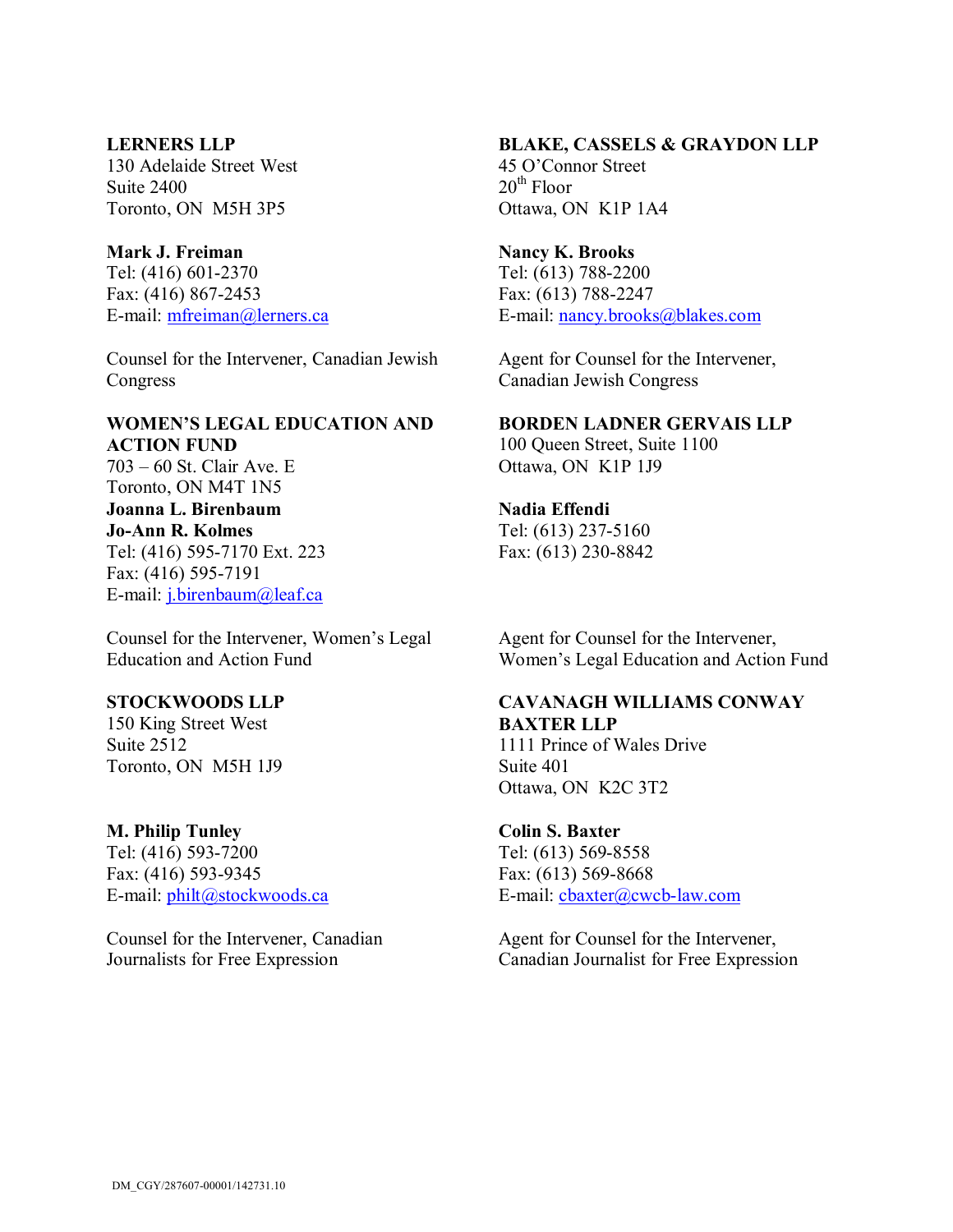**LERNERS LLP**
130 Adelaide Street West
Suite 2400
Toronto, ON  M5H 3P5

**Mark J. Freiman**
Tel: (416) 601-2370
Fax: (416) 867-2453
E-mail: mfreiman@lerners.ca

Counsel for the Intervener, Canadian Jewish Congress

**BLAKE, CASSELS & GRAYDON LLP**
45 O'Connor Street
20th Floor
Ottawa, ON  K1P 1A4

**Nancy K. Brooks**
Tel: (613) 788-2200
Fax: (613) 788-2247
E-mail: nancy.brooks@blakes.com

Agent for Counsel for the Intervener, Canadian Jewish Congress

**WOMEN'S LEGAL EDUCATION AND ACTION FUND**
703 – 60 St. Clair Ave. E
Toronto, ON M4T 1N5
**Joanna L. Birenbaum**
**Jo-Ann R. Kolmes**
Tel: (416) 595-7170 Ext. 223
Fax: (416) 595-7191
E-mail: j.birenbaum@leaf.ca

Counsel for the Intervener, Women's Legal Education and Action Fund

**BORDEN LADNER GERVAIS LLP**
100 Queen Street, Suite 1100
Ottawa, ON  K1P 1J9

**Nadia Effendi**
Tel: (613) 237-5160
Fax: (613) 230-8842

Agent for Counsel for the Intervener, Women's Legal Education and Action Fund

**STOCKWOODS LLP**
150 King Street West
Suite 2512
Toronto, ON  M5H 1J9

**M. Philip Tunley**
Tel: (416) 593-7200
Fax: (416) 593-9345
E-mail: philt@stockwoods.ca

Counsel for the Intervener, Canadian Journalists for Free Expression

**CAVANAGH WILLIAMS CONWAY BAXTER LLP**
1111 Prince of Wales Drive
Suite 401
Ottawa, ON  K2C 3T2

**Colin S. Baxter**
Tel: (613) 569-8558
Fax: (613) 569-8668
E-mail: cbaxter@cwcb-law.com

Agent for Counsel for the Intervener, Canadian Journalist for Free Expression

DM_CGY/287607-00001/142731.10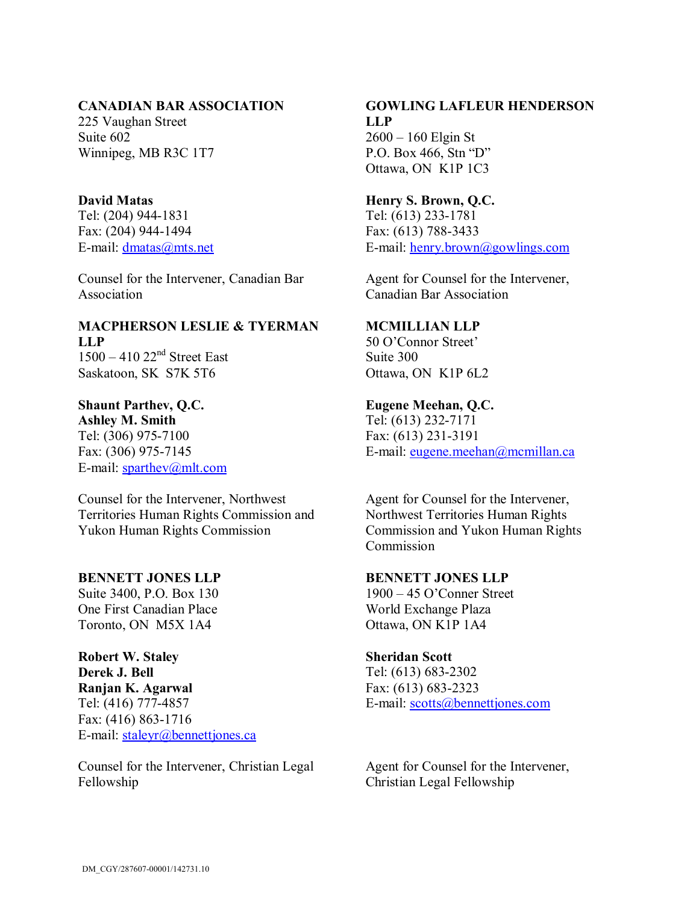**CANADIAN BAR ASSOCIATION**
225 Vaughan Street
Suite 602
Winnipeg, MB R3C 1T7

**David Matas**
Tel: (204) 944-1831
Fax: (204) 944-1494
E-mail: dmatas@mts.net

Counsel for the Intervener, Canadian Bar Association

**GOWLING LAFLEUR HENDERSON LLP**
2600 – 160 Elgin St
P.O. Box 466, Stn "D"
Ottawa, ON K1P 1C3

**Henry S. Brown, Q.C.**
Tel: (613) 233-1781
Fax: (613) 788-3433
E-mail: henry.brown@gowlings.com

Agent for Counsel for the Intervener, Canadian Bar Association

**MACPHERSON LESLIE & TYERMAN LLP**
1500 – 410 22nd Street East
Saskatoon, SK S7K 5T6

**Shaunt Parthev, Q.C.**
**Ashley M. Smith**
Tel: (306) 975-7100
Fax: (306) 975-7145
E-mail: sparthev@mlt.com

Counsel for the Intervener, Northwest Territories Human Rights Commission and Yukon Human Rights Commission

**MCMILLIAN LLP**
50 O'Connor Street'
Suite 300
Ottawa, ON K1P 6L2

**Eugene Meehan, Q.C.**
Tel: (613) 232-7171
Fax: (613) 231-3191
E-mail: eugene.meehan@mcmillan.ca

Agent for Counsel for the Intervener, Northwest Territories Human Rights Commission and Yukon Human Rights Commission

**BENNETT JONES LLP**
Suite 3400, P.O. Box 130
One First Canadian Place
Toronto, ON M5X 1A4

**Robert W. Staley**
**Derek J. Bell**
**Ranjan K. Agarwal**
Tel: (416) 777-4857
Fax: (416) 863-1716
E-mail: staleyr@bennettjones.ca

Counsel for the Intervener, Christian Legal Fellowship

**BENNETT JONES LLP**
1900 – 45 O'Conner Street
World Exchange Plaza
Ottawa, ON K1P 1A4

**Sheridan Scott**
Tel: (613) 683-2302
Fax: (613) 683-2323
E-mail: scotts@bennettjones.com

Agent for Counsel for the Intervener, Christian Legal Fellowship

DM_CGY/287607-00001/142731.10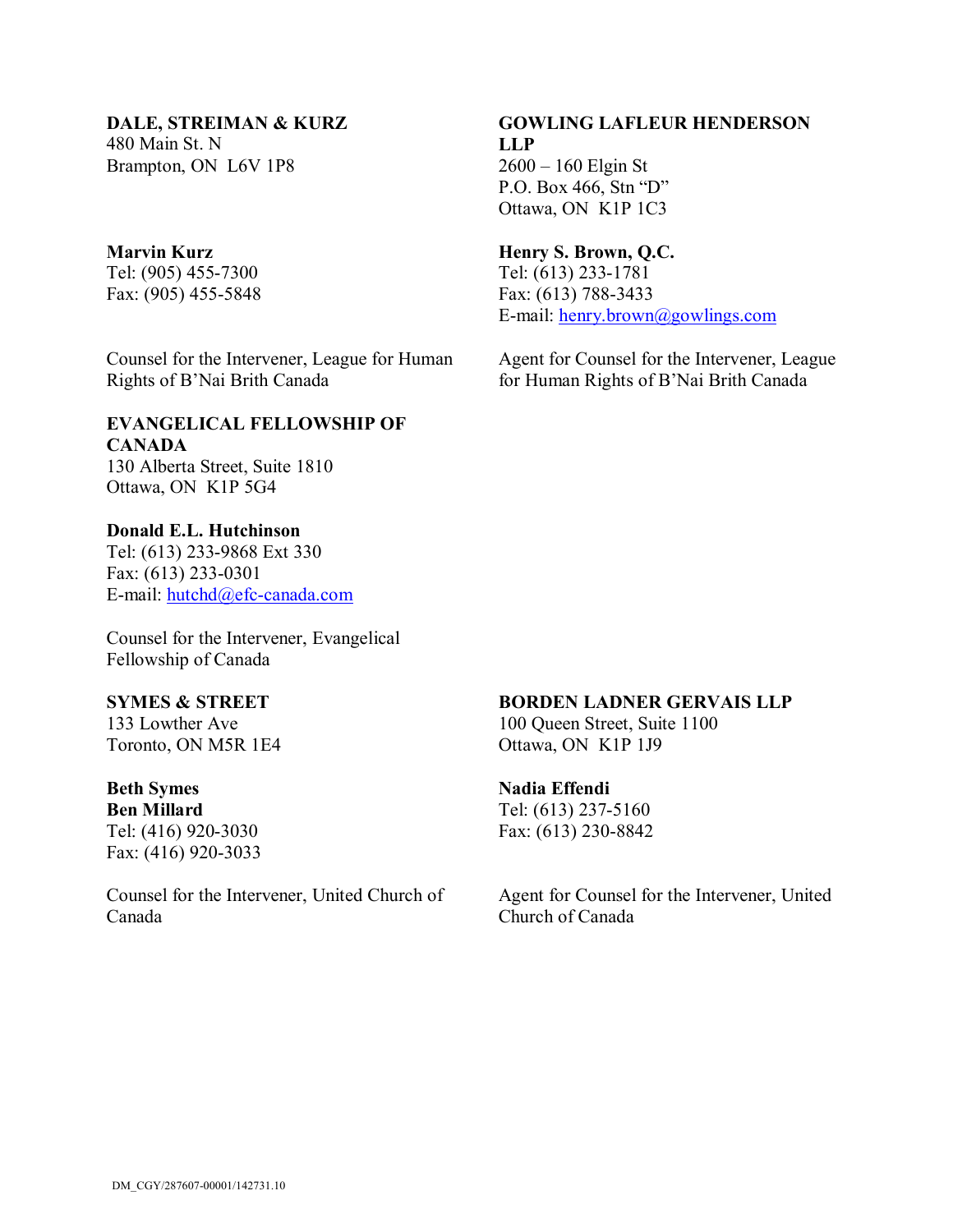**DALE, STREIMAN & KURZ**
480 Main St. N
Brampton, ON  L6V 1P8

**Marvin Kurz**
Tel: (905) 455-7300
Fax: (905) 455-5848

Counsel for the Intervener, League for Human Rights of B'Nai Brith Canada

**GOWLING LAFLEUR HENDERSON LLP**
2600 – 160 Elgin St
P.O. Box 466, Stn "D"
Ottawa, ON  K1P 1C3

**Henry S. Brown, Q.C.**
Tel: (613) 233-1781
Fax: (613) 788-3433
E-mail: henry.brown@gowlings.com

Agent for Counsel for the Intervener, League for Human Rights of B'Nai Brith Canada

**EVANGELICAL FELLOWSHIP OF CANADA**
130 Alberta Street, Suite 1810
Ottawa, ON  K1P 5G4

**Donald E.L. Hutchinson**
Tel: (613) 233-9868 Ext 330
Fax: (613) 233-0301
E-mail: hutchd@efc-canada.com

Counsel for the Intervener, Evangelical Fellowship of Canada

**SYMES & STREET**
133 Lowther Ave
Toronto, ON M5R 1E4

**Beth Symes**
**Ben Millard**
Tel: (416) 920-3030
Fax: (416) 920-3033

Counsel for the Intervener, United Church of Canada

**BORDEN LADNER GERVAIS LLP**
100 Queen Street, Suite 1100
Ottawa, ON  K1P 1J9

**Nadia Effendi**
Tel: (613) 237-5160
Fax: (613) 230-8842

Agent for Counsel for the Intervener, United Church of Canada

DM_CGY/287607-00001/142731.10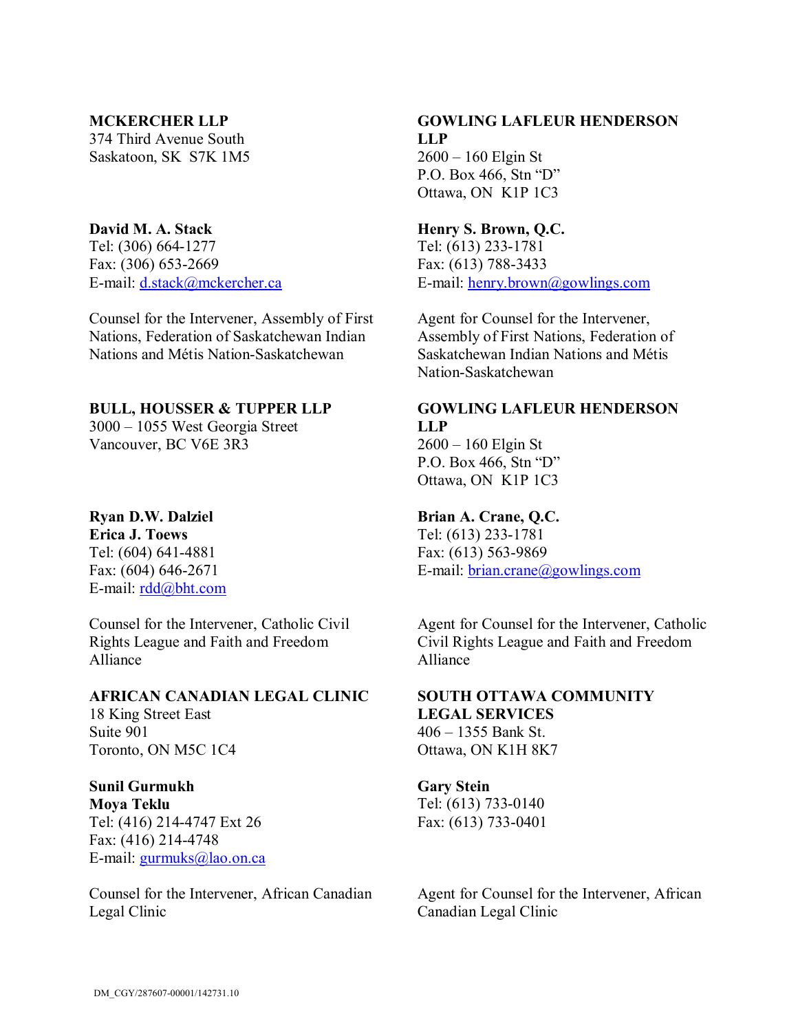**MCKERCHER LLP**
374 Third Avenue South
Saskatoon, SK S7K 1M5

**David M. A. Stack**
Tel: (306) 664-1277
Fax: (306) 653-2669
E-mail: d.stack@mckercher.ca

Counsel for the Intervener, Assembly of First Nations, Federation of Saskatchewan Indian Nations and Métis Nation-Saskatchewan

**GOWLING LAFLEUR HENDERSON LLP**
2600 – 160 Elgin St
P.O. Box 466, Stn "D"
Ottawa, ON K1P 1C3

**Henry S. Brown, Q.C.**
Tel: (613) 233-1781
Fax: (613) 788-3433
E-mail: henry.brown@gowlings.com

Agent for Counsel for the Intervener, Assembly of First Nations, Federation of Saskatchewan Indian Nations and Métis Nation-Saskatchewan

**BULL, HOUSSER & TUPPER LLP**
3000 – 1055 West Georgia Street
Vancouver, BC V6E 3R3

**Ryan D.W. Dalziel**
**Erica J. Toews**
Tel: (604) 641-4881
Fax: (604) 646-2671
E-mail: rdd@bht.com

Counsel for the Intervener, Catholic Civil Rights League and Faith and Freedom Alliance

**GOWLING LAFLEUR HENDERSON LLP**
2600 – 160 Elgin St
P.O. Box 466, Stn "D"
Ottawa, ON K1P 1C3

**Brian A. Crane, Q.C.**
Tel: (613) 233-1781
Fax: (613) 563-9869
E-mail: brian.crane@gowlings.com

Agent for Counsel for the Intervener, Catholic Civil Rights League and Faith and Freedom Alliance

**AFRICAN CANADIAN LEGAL CLINIC**
18 King Street East
Suite 901
Toronto, ON M5C 1C4

**Sunil Gurmukh**
**Moya Teklu**
Tel: (416) 214-4747 Ext 26
Fax: (416) 214-4748
E-mail: gurmuks@lao.on.ca

Counsel for the Intervener, African Canadian Legal Clinic

**SOUTH OTTAWA COMMUNITY LEGAL SERVICES**
406 – 1355 Bank St.
Ottawa, ON K1H 8K7

**Gary Stein**
Tel: (613) 733-0140
Fax: (613) 733-0401

Agent for Counsel for the Intervener, African Canadian Legal Clinic

DM_CGY/287607-00001/142731.10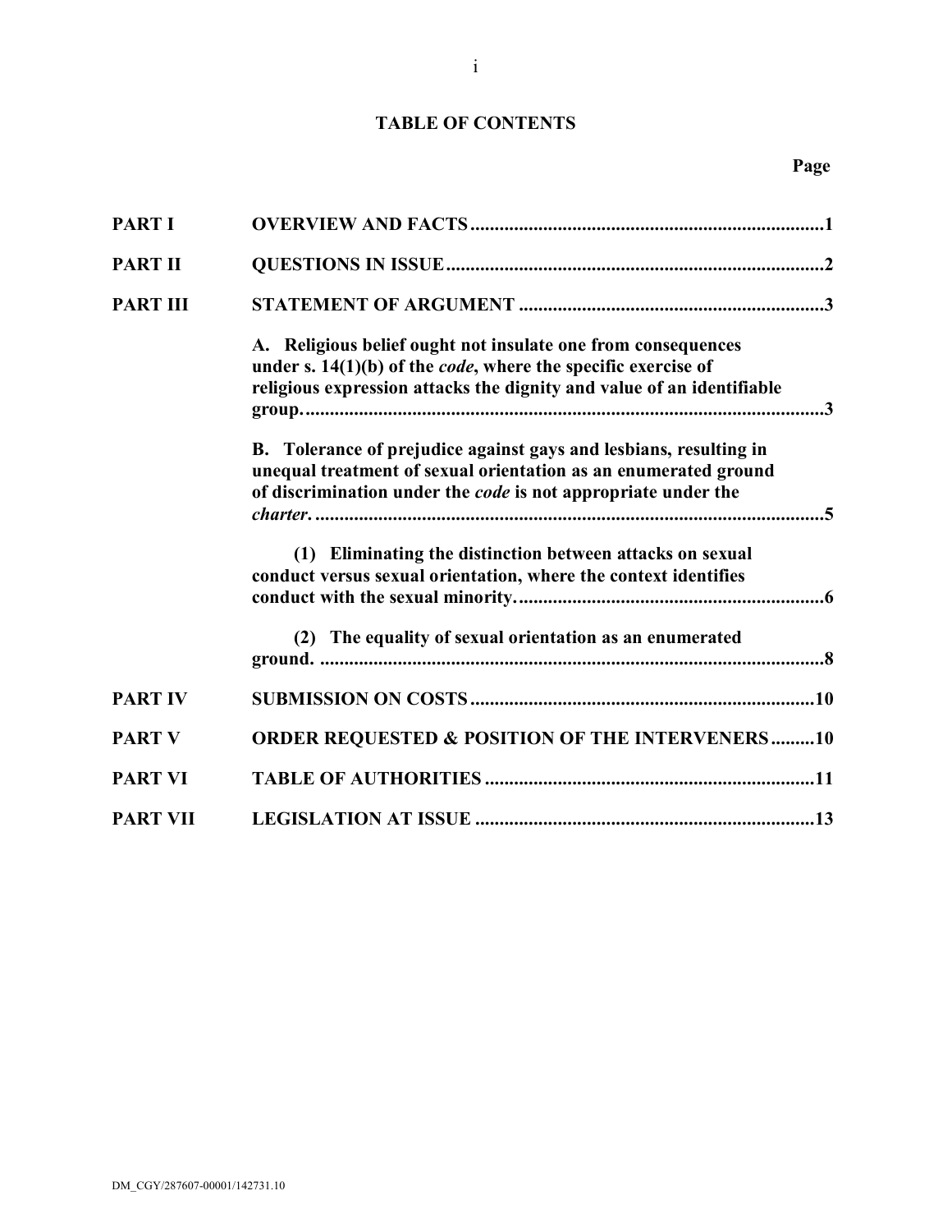# TABLE OF CONTENTS

| | | Page |
|---|---|---|
| **PART I** | **OVERVIEW AND FACTS** | **1** |
| **PART II** | **QUESTIONS IN ISSUE** | **2** |
| **PART III** | **STATEMENT OF ARGUMENT** | **3** |
| | **A. Religious belief ought not insulate one from consequences under s. 14(1)(b) of the *code*, where the specific exercise of religious expression attacks the dignity and value of an identifiable group.** | **3** |
| | **B. Tolerance of prejudice against gays and lesbians, resulting in unequal treatment of sexual orientation as an enumerated ground of discrimination under the *code* is not appropriate under the *charter*.** | **5** |
| | **(1) Eliminating the distinction between attacks on sexual conduct versus sexual orientation, where the context identifies conduct with the sexual minority.** | **6** |
| | **(2) The equality of sexual orientation as an enumerated ground.** | **8** |
| **PART IV** | **SUBMISSION ON COSTS** | **10** |
| **PART V** | **ORDER REQUESTED & POSITION OF THE INTERVENERS** | **10** |
| **PART VI** | **TABLE OF AUTHORITIES** | **11** |
| **PART VII** | **LEGISLATION AT ISSUE** | **13** |

DM_CGY/287607-00001/142731.10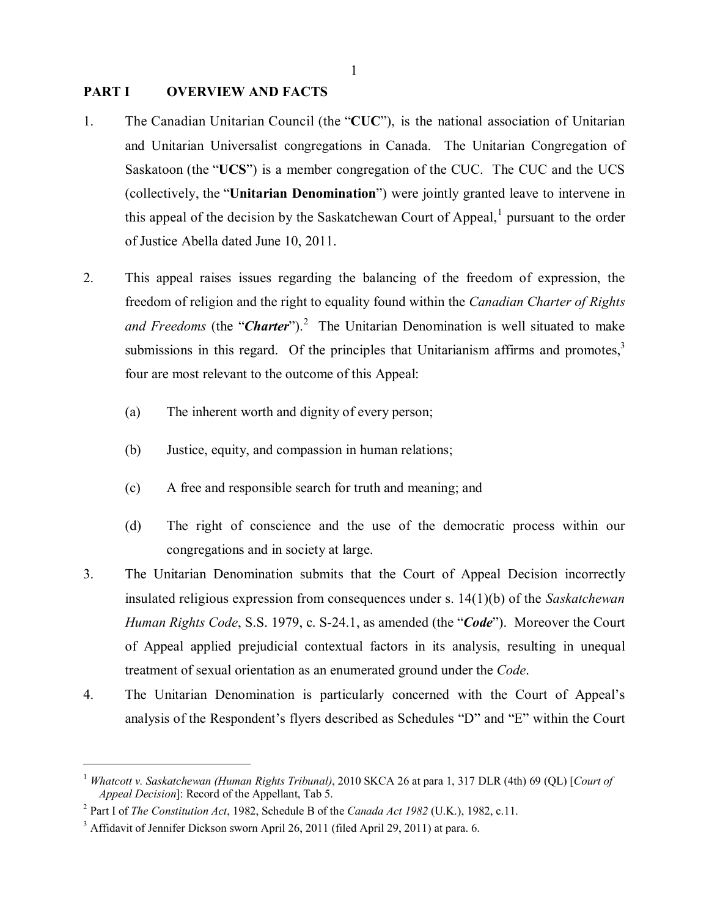## PART I OVERVIEW AND FACTS

1. The Canadian Unitarian Council (the "**CUC**"), is the national association of Unitarian and Unitarian Universalist congregations in Canada. The Unitarian Congregation of Saskatoon (the "**UCS**") is a member congregation of the CUC. The CUC and the UCS (collectively, the "**Unitarian Denomination**") were jointly granted leave to intervene in this appeal of the decision by the Saskatchewan Court of Appeal,[1] pursuant to the order of Justice Abella dated June 10, 2011.

2. This appeal raises issues regarding the balancing of the freedom of expression, the freedom of religion and the right to equality found within the *Canadian Charter of Rights and Freedoms* (the "***Charter***").[2] The Unitarian Denomination is well situated to make submissions in this regard. Of the principles that Unitarianism affirms and promotes,[3] four are most relevant to the outcome of this Appeal:

   (a) The inherent worth and dignity of every person;

   (b) Justice, equity, and compassion in human relations;

   (c) A free and responsible search for truth and meaning; and

   (d) The right of conscience and the use of the democratic process within our congregations and in society at large.

3. The Unitarian Denomination submits that the Court of Appeal Decision incorrectly insulated religious expression from consequences under s. 14(1)(b) of the *Saskatchewan Human Rights Code*, S.S. 1979, c. S-24.1, as amended (the "***Code***"). Moreover the Court of Appeal applied prejudicial contextual factors in its analysis, resulting in unequal treatment of sexual orientation as an enumerated ground under the *Code*.

4. The Unitarian Denomination is particularly concerned with the Court of Appeal's analysis of the Respondent's flyers described as Schedules "D" and "E" within the Court

---

[1] *Whatcott v. Saskatchewan (Human Rights Tribunal)*, 2010 SKCA 26 at para 1, 317 DLR (4th) 69 (QL) [*Court of Appeal Decision*]: Record of the Appellant, Tab 5.

[2] Part I of *The Constitution Act*, 1982, Schedule B of the *Canada Act 1982* (U.K.), 1982, c.11.

[3] Affidavit of Jennifer Dickson sworn April 26, 2011 (filed April 29, 2011) at para. 6.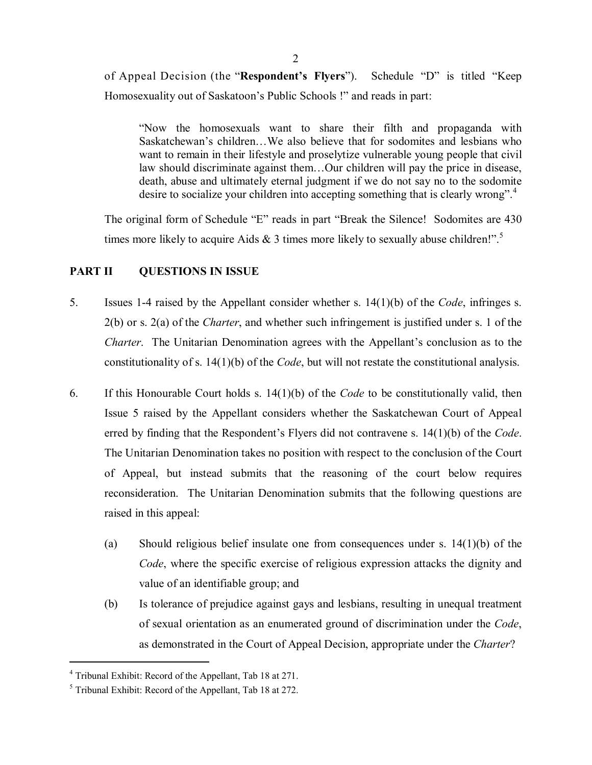of Appeal Decision (the "**Respondent's Flyers**"). Schedule "D" is titled "Keep Homosexuality out of Saskatoon's Public Schools !" and reads in part:

> "Now the homosexuals want to share their filth and propaganda with Saskatchewan's children…We also believe that for sodomites and lesbians who want to remain in their lifestyle and proselytize vulnerable young people that civil law should discriminate against them…Our children will pay the price in disease, death, abuse and ultimately eternal judgment if we do not say no to the sodomite desire to socialize your children into accepting something that is clearly wrong".[4]

The original form of Schedule "E" reads in part "Break the Silence! Sodomites are 430 times more likely to acquire Aids & 3 times more likely to sexually abuse children!".[5]

## PART II QUESTIONS IN ISSUE

5. Issues 1-4 raised by the Appellant consider whether s. 14(1)(b) of the *Code*, infringes s. 2(b) or s. 2(a) of the *Charter*, and whether such infringement is justified under s. 1 of the *Charter*. The Unitarian Denomination agrees with the Appellant's conclusion as to the constitutionality of s. 14(1)(b) of the *Code*, but will not restate the constitutional analysis.

6. If this Honourable Court holds s. 14(1)(b) of the *Code* to be constitutionally valid, then Issue 5 raised by the Appellant considers whether the Saskatchewan Court of Appeal erred by finding that the Respondent's Flyers did not contravene s. 14(1)(b) of the *Code*. The Unitarian Denomination takes no position with respect to the conclusion of the Court of Appeal, but instead submits that the reasoning of the court below requires reconsideration. The Unitarian Denomination submits that the following questions are raised in this appeal:

   (a) Should religious belief insulate one from consequences under s. 14(1)(b) of the *Code*, where the specific exercise of religious expression attacks the dignity and value of an identifiable group; and

   (b) Is tolerance of prejudice against gays and lesbians, resulting in unequal treatment of sexual orientation as an enumerated ground of discrimination under the *Code*, as demonstrated in the Court of Appeal Decision, appropriate under the *Charter*?

---

[4] Tribunal Exhibit: Record of the Appellant, Tab 18 at 271.

[5] Tribunal Exhibit: Record of the Appellant, Tab 18 at 272.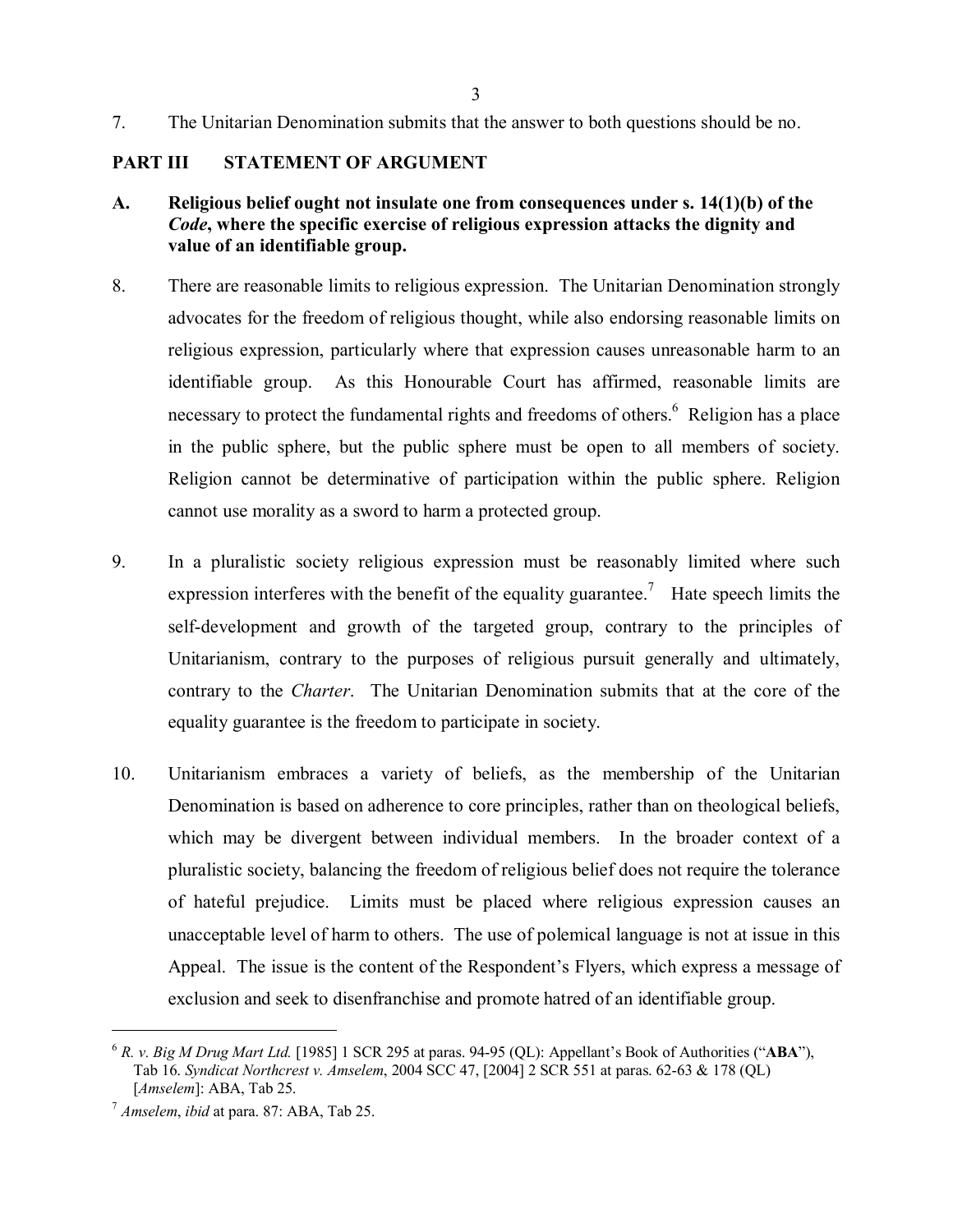7. The Unitarian Denomination submits that the answer to both questions should be no.

## PART III STATEMENT OF ARGUMENT

### A. Religious belief ought not insulate one from consequences under s. 14(1)(b) of the *Code*, where the specific exercise of religious expression attacks the dignity and value of an identifiable group.

8. There are reasonable limits to religious expression. The Unitarian Denomination strongly advocates for the freedom of religious thought, while also endorsing reasonable limits on religious expression, particularly where that expression causes unreasonable harm to an identifiable group. As this Honourable Court has affirmed, reasonable limits are necessary to protect the fundamental rights and freedoms of others.[6] Religion has a place in the public sphere, but the public sphere must be open to all members of society. Religion cannot be determinative of participation within the public sphere. Religion cannot use morality as a sword to harm a protected group.

9. In a pluralistic society religious expression must be reasonably limited where such expression interferes with the benefit of the equality guarantee.[7] Hate speech limits the self-development and growth of the targeted group, contrary to the principles of Unitarianism, contrary to the purposes of religious pursuit generally and ultimately, contrary to the *Charter*. The Unitarian Denomination submits that at the core of the equality guarantee is the freedom to participate in society.

10. Unitarianism embraces a variety of beliefs, as the membership of the Unitarian Denomination is based on adherence to core principles, rather than on theological beliefs, which may be divergent between individual members. In the broader context of a pluralistic society, balancing the freedom of religious belief does not require the tolerance of hateful prejudice. Limits must be placed where religious expression causes an unacceptable level of harm to others. The use of polemical language is not at issue in this Appeal. The issue is the content of the Respondent's Flyers, which express a message of exclusion and seek to disenfranchise and promote hatred of an identifiable group.

---

[6] *R. v. Big M Drug Mart Ltd.* [1985] 1 SCR 295 at paras. 94-95 (QL): Appellant's Book of Authorities ("**ABA**"), Tab 16. *Syndicat Northcrest v. Amselem*, 2004 SCC 47, [2004] 2 SCR 551 at paras. 62-63 & 178 (QL) [*Amselem*]: ABA, Tab 25.

[7] *Amselem*, *ibid* at para. 87: ABA, Tab 25.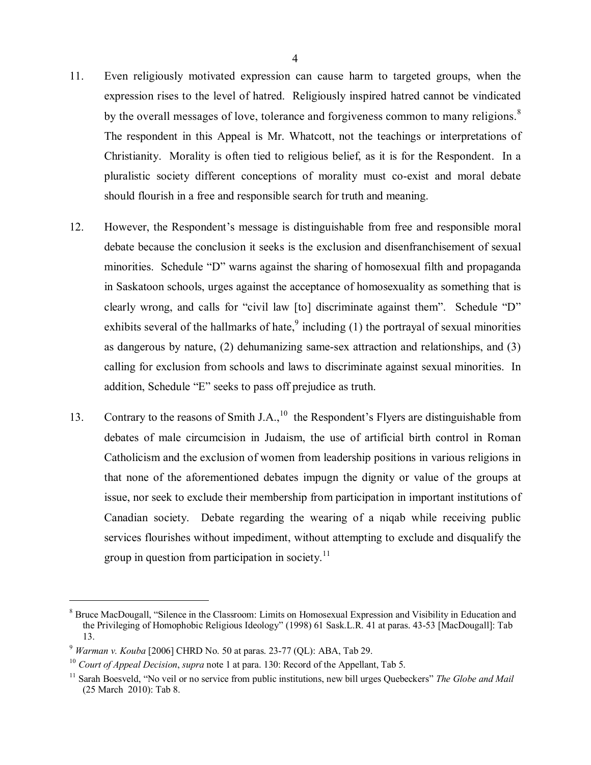11. Even religiously motivated expression can cause harm to targeted groups, when the expression rises to the level of hatred. Religiously inspired hatred cannot be vindicated by the overall messages of love, tolerance and forgiveness common to many religions.[8] The respondent in this Appeal is Mr. Whatcott, not the teachings or interpretations of Christianity. Morality is often tied to religious belief, as it is for the Respondent. In a pluralistic society different conceptions of morality must co-exist and moral debate should flourish in a free and responsible search for truth and meaning.

12. However, the Respondent's message is distinguishable from free and responsible moral debate because the conclusion it seeks is the exclusion and disenfranchisement of sexual minorities. Schedule "D" warns against the sharing of homosexual filth and propaganda in Saskatoon schools, urges against the acceptance of homosexuality as something that is clearly wrong, and calls for "civil law [to] discriminate against them". Schedule "D" exhibits several of the hallmarks of hate,[9] including (1) the portrayal of sexual minorities as dangerous by nature, (2) dehumanizing same-sex attraction and relationships, and (3) calling for exclusion from schools and laws to discriminate against sexual minorities. In addition, Schedule "E" seeks to pass off prejudice as truth.

13. Contrary to the reasons of Smith J.A.,[10] the Respondent's Flyers are distinguishable from debates of male circumcision in Judaism, the use of artificial birth control in Roman Catholicism and the exclusion of women from leadership positions in various religions in that none of the aforementioned debates impugn the dignity or value of the groups at issue, nor seek to exclude their membership from participation in important institutions of Canadian society. Debate regarding the wearing of a niqab while receiving public services flourishes without impediment, without attempting to exclude and disqualify the group in question from participation in society.[11]

---

[8] Bruce MacDougall, "Silence in the Classroom: Limits on Homosexual Expression and Visibility in Education and the Privileging of Homophobic Religious Ideology" (1998) 61 Sask.L.R. 41 at paras. 43-53 [MacDougall]: Tab 13.

[9] *Warman v. Kouba* [2006] CHRD No. 50 at paras. 23-77 (QL): ABA, Tab 29.

[10] *Court of Appeal Decision*, *supra* note 1 at para. 130: Record of the Appellant, Tab 5.

[11] Sarah Boesveld, "No veil or no service from public institutions, new bill urges Quebeckers" *The Globe and Mail* (25 March 2010): Tab 8.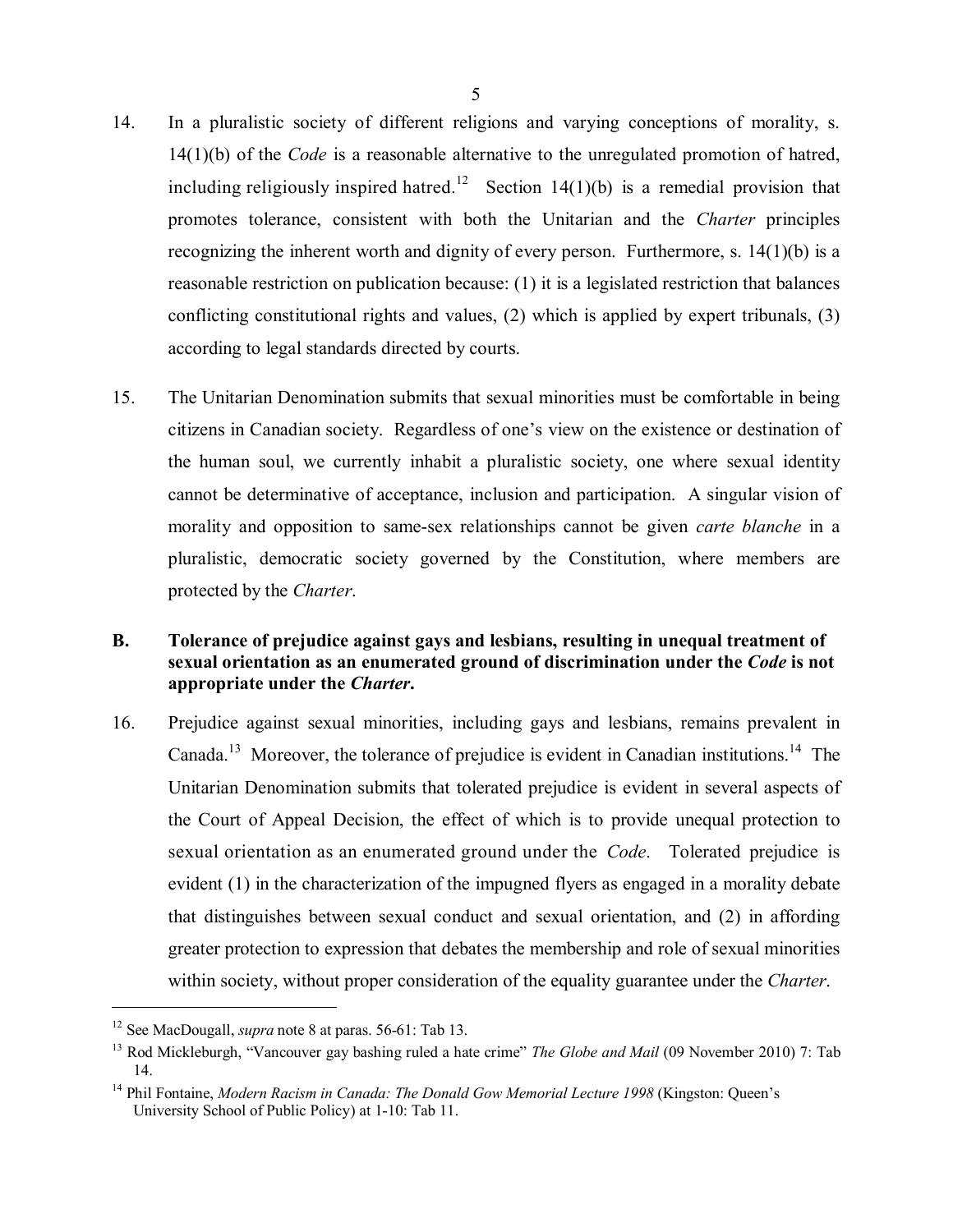14. In a pluralistic society of different religions and varying conceptions of morality, s. 14(1)(b) of the *Code* is a reasonable alternative to the unregulated promotion of hatred, including religiously inspired hatred.[12] Section 14(1)(b) is a remedial provision that promotes tolerance, consistent with both the Unitarian and the *Charter* principles recognizing the inherent worth and dignity of every person. Furthermore, s. 14(1)(b) is a reasonable restriction on publication because: (1) it is a legislated restriction that balances conflicting constitutional rights and values, (2) which is applied by expert tribunals, (3) according to legal standards directed by courts.

15. The Unitarian Denomination submits that sexual minorities must be comfortable in being citizens in Canadian society. Regardless of one's view on the existence or destination of the human soul, we currently inhabit a pluralistic society, one where sexual identity cannot be determinative of acceptance, inclusion and participation. A singular vision of morality and opposition to same-sex relationships cannot be given *carte blanche* in a pluralistic, democratic society governed by the Constitution, where members are protected by the *Charter*.

**B. Tolerance of prejudice against gays and lesbians, resulting in unequal treatment of sexual orientation as an enumerated ground of discrimination under the *Code* is not appropriate under the *Charter*.**

16. Prejudice against sexual minorities, including gays and lesbians, remains prevalent in Canada.[13] Moreover, the tolerance of prejudice is evident in Canadian institutions.[14] The Unitarian Denomination submits that tolerated prejudice is evident in several aspects of the Court of Appeal Decision, the effect of which is to provide unequal protection to sexual orientation as an enumerated ground under the *Code*. Tolerated prejudice is evident (1) in the characterization of the impugned flyers as engaged in a morality debate that distinguishes between sexual conduct and sexual orientation, and (2) in affording greater protection to expression that debates the membership and role of sexual minorities within society, without proper consideration of the equality guarantee under the *Charter*.

---

[12] See MacDougall, *supra* note 8 at paras. 56-61: Tab 13.

[13] Rod Mickleburgh, "Vancouver gay bashing ruled a hate crime" *The Globe and Mail* (09 November 2010) 7: Tab 14.

[14] Phil Fontaine, *Modern Racism in Canada: The Donald Gow Memorial Lecture 1998* (Kingston: Queen's University School of Public Policy) at 1-10: Tab 11.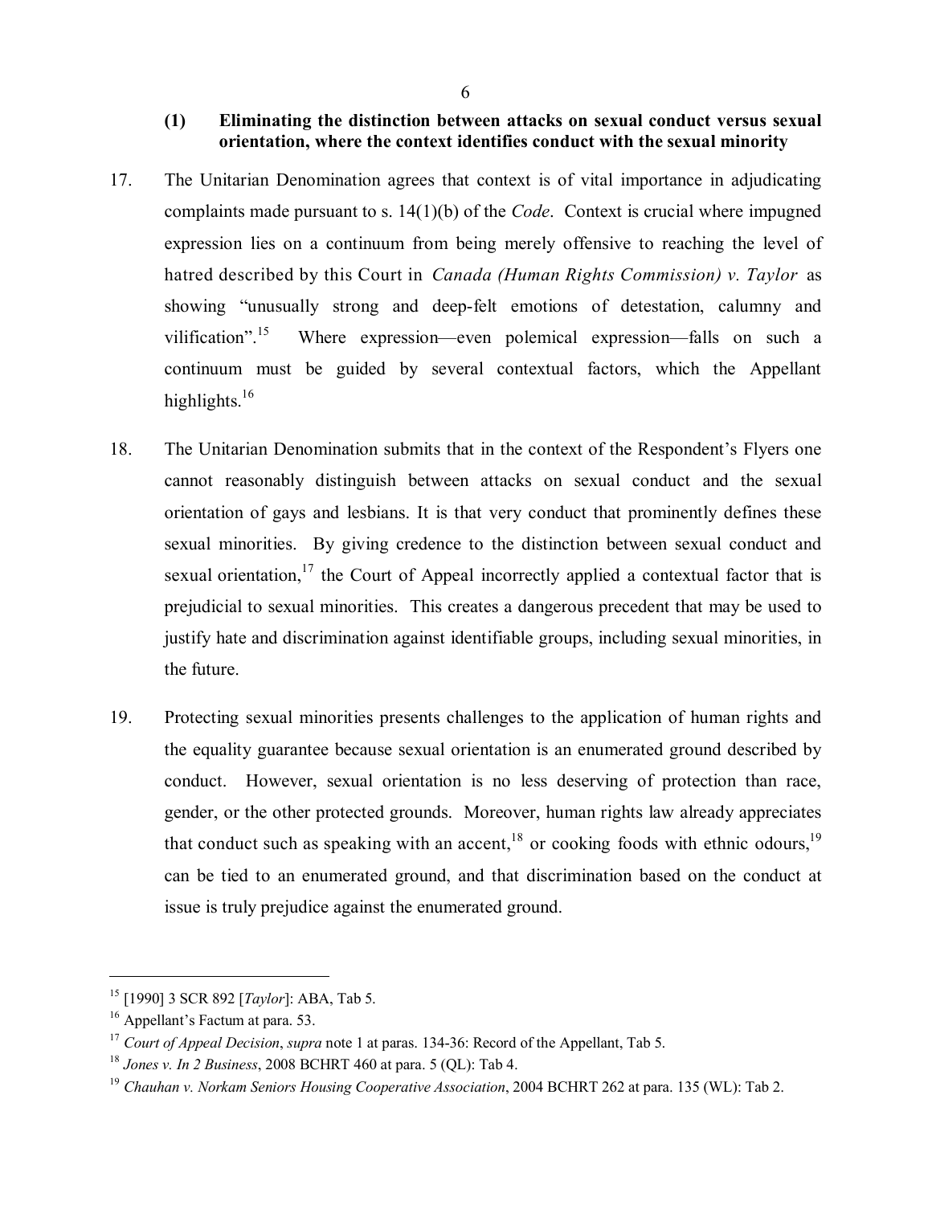### (1) Eliminating the distinction between attacks on sexual conduct versus sexual orientation, where the context identifies conduct with the sexual minority

17. The Unitarian Denomination agrees that context is of vital importance in adjudicating complaints made pursuant to s. 14(1)(b) of the *Code*. Context is crucial where impugned expression lies on a continuum from being merely offensive to reaching the level of hatred described by this Court in *Canada (Human Rights Commission) v. Taylor* as showing "unusually strong and deep-felt emotions of detestation, calumny and vilification".[15] Where expression—even polemical expression—falls on such a continuum must be guided by several contextual factors, which the Appellant highlights.[16]

18. The Unitarian Denomination submits that in the context of the Respondent's Flyers one cannot reasonably distinguish between attacks on sexual conduct and the sexual orientation of gays and lesbians. It is that very conduct that prominently defines these sexual minorities. By giving credence to the distinction between sexual conduct and sexual orientation,[17] the Court of Appeal incorrectly applied a contextual factor that is prejudicial to sexual minorities. This creates a dangerous precedent that may be used to justify hate and discrimination against identifiable groups, including sexual minorities, in the future.

19. Protecting sexual minorities presents challenges to the application of human rights and the equality guarantee because sexual orientation is an enumerated ground described by conduct. However, sexual orientation is no less deserving of protection than race, gender, or the other protected grounds. Moreover, human rights law already appreciates that conduct such as speaking with an accent,[18] or cooking foods with ethnic odours,[19] can be tied to an enumerated ground, and that discrimination based on the conduct at issue is truly prejudice against the enumerated ground.

---

[15] [1990] 3 SCR 892 [*Taylor*]: ABA, Tab 5.

[16] Appellant's Factum at para. 53.

[17] *Court of Appeal Decision*, *supra* note 1 at paras. 134-36: Record of the Appellant, Tab 5.

[18] *Jones v. In 2 Business*, 2008 BCHRT 460 at para. 5 (QL): Tab 4.

[19] *Chauhan v. Norkam Seniors Housing Cooperative Association*, 2004 BCHRT 262 at para. 135 (WL): Tab 2.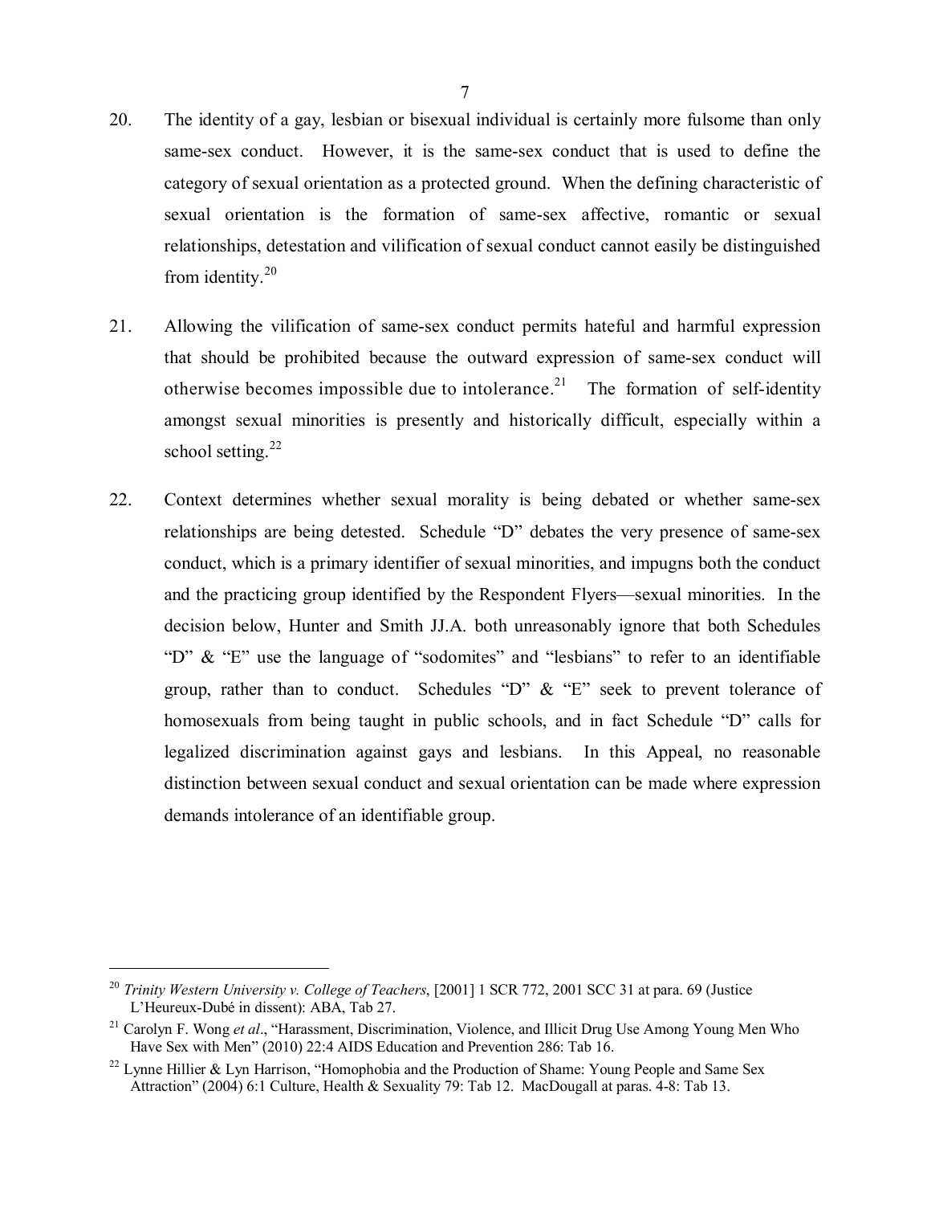20. The identity of a gay, lesbian or bisexual individual is certainly more fulsome than only same-sex conduct. However, it is the same-sex conduct that is used to define the category of sexual orientation as a protected ground. When the defining characteristic of sexual orientation is the formation of same-sex affective, romantic or sexual relationships, detestation and vilification of sexual conduct cannot easily be distinguished from identity.[20]

21. Allowing the vilification of same-sex conduct permits hateful and harmful expression that should be prohibited because the outward expression of same-sex conduct will otherwise becomes impossible due to intolerance.[21] The formation of self-identity amongst sexual minorities is presently and historically difficult, especially within a school setting.[22]

22. Context determines whether sexual morality is being debated or whether same-sex relationships are being detested. Schedule "D" debates the very presence of same-sex conduct, which is a primary identifier of sexual minorities, and impugns both the conduct and the practicing group identified by the Respondent Flyers—sexual minorities. In the decision below, Hunter and Smith JJ.A. both unreasonably ignore that both Schedules "D" & "E" use the language of "sodomites" and "lesbians" to refer to an identifiable group, rather than to conduct. Schedules "D" & "E" seek to prevent tolerance of homosexuals from being taught in public schools, and in fact Schedule "D" calls for legalized discrimination against gays and lesbians. In this Appeal, no reasonable distinction between sexual conduct and sexual orientation can be made where expression demands intolerance of an identifiable group.

---

[20] *Trinity Western University v. College of Teachers*, [2001] 1 SCR 772, 2001 SCC 31 at para. 69 (Justice L'Heureux-Dubé in dissent): ABA, Tab 27.

[21] Carolyn F. Wong *et al*., "Harassment, Discrimination, Violence, and Illicit Drug Use Among Young Men Who Have Sex with Men" (2010) 22:4 AIDS Education and Prevention 286: Tab 16.

[22] Lynne Hillier & Lyn Harrison, "Homophobia and the Production of Shame: Young People and Same Sex Attraction" (2004) 6:1 Culture, Health & Sexuality 79: Tab 12. MacDougall at paras. 4-8: Tab 13.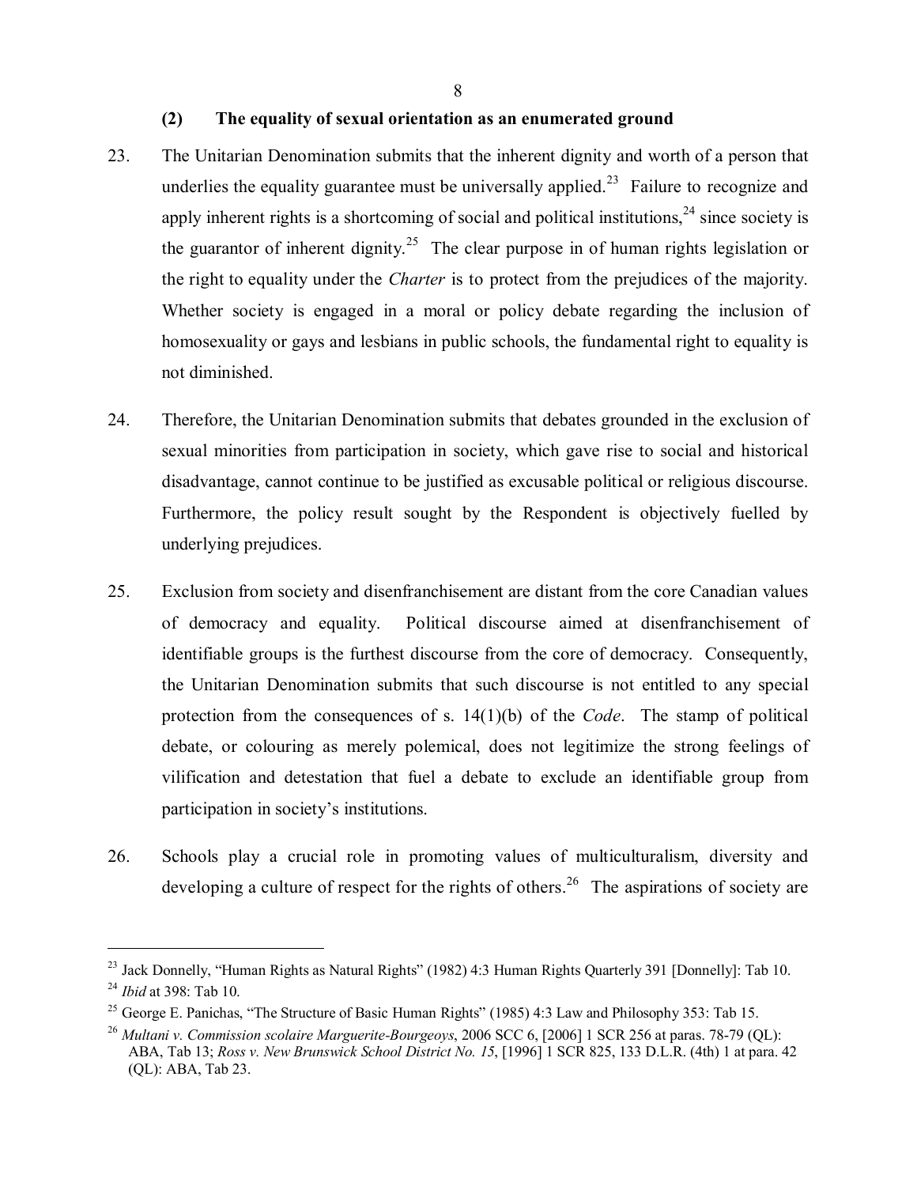### (2) The equality of sexual orientation as an enumerated ground

23. The Unitarian Denomination submits that the inherent dignity and worth of a person that underlies the equality guarantee must be universally applied.[23] Failure to recognize and apply inherent rights is a shortcoming of social and political institutions,[24] since society is the guarantor of inherent dignity.[25] The clear purpose in of human rights legislation or the right to equality under the *Charter* is to protect from the prejudices of the majority. Whether society is engaged in a moral or policy debate regarding the inclusion of homosexuality or gays and lesbians in public schools, the fundamental right to equality is not diminished.

24. Therefore, the Unitarian Denomination submits that debates grounded in the exclusion of sexual minorities from participation in society, which gave rise to social and historical disadvantage, cannot continue to be justified as excusable political or religious discourse. Furthermore, the policy result sought by the Respondent is objectively fuelled by underlying prejudices.

25. Exclusion from society and disenfranchisement are distant from the core Canadian values of democracy and equality. Political discourse aimed at disenfranchisement of identifiable groups is the furthest discourse from the core of democracy. Consequently, the Unitarian Denomination submits that such discourse is not entitled to any special protection from the consequences of s. 14(1)(b) of the *Code*. The stamp of political debate, or colouring as merely polemical, does not legitimize the strong feelings of vilification and detestation that fuel a debate to exclude an identifiable group from participation in society's institutions.

26. Schools play a crucial role in promoting values of multiculturalism, diversity and developing a culture of respect for the rights of others.[26] The aspirations of society are

---

[23] Jack Donnelly, "Human Rights as Natural Rights" (1982) 4:3 Human Rights Quarterly 391 [Donnelly]: Tab 10.

[24] *Ibid* at 398: Tab 10.

[25] George E. Panichas, "The Structure of Basic Human Rights" (1985) 4:3 Law and Philosophy 353: Tab 15.

[26] *Multani v. Commission scolaire Marguerite-Bourgeoys*, 2006 SCC 6, [2006] 1 SCR 256 at paras. 78-79 (QL): ABA, Tab 13; *Ross v. New Brunswick School District No. 15*, [1996] 1 SCR 825, 133 D.L.R. (4th) 1 at para. 42 (QL): ABA, Tab 23.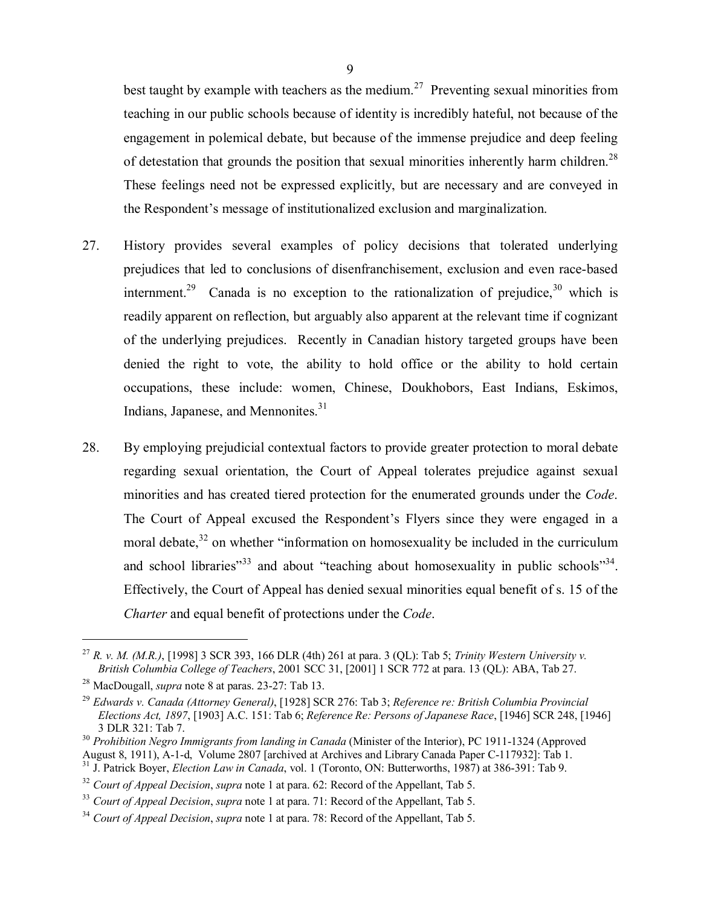best taught by example with teachers as the medium.[27] Preventing sexual minorities from teaching in our public schools because of identity is incredibly hateful, not because of the engagement in polemical debate, but because of the immense prejudice and deep feeling of detestation that grounds the position that sexual minorities inherently harm children.[28] These feelings need not be expressed explicitly, but are necessary and are conveyed in the Respondent's message of institutionalized exclusion and marginalization.

27. History provides several examples of policy decisions that tolerated underlying prejudices that led to conclusions of disenfranchisement, exclusion and even race-based internment.[29] Canada is no exception to the rationalization of prejudice,[30] which is readily apparent on reflection, but arguably also apparent at the relevant time if cognizant of the underlying prejudices. Recently in Canadian history targeted groups have been denied the right to vote, the ability to hold office or the ability to hold certain occupations, these include: women, Chinese, Doukhobors, East Indians, Eskimos, Indians, Japanese, and Mennonites.[31]

28. By employing prejudicial contextual factors to provide greater protection to moral debate regarding sexual orientation, the Court of Appeal tolerates prejudice against sexual minorities and has created tiered protection for the enumerated grounds under the *Code*. The Court of Appeal excused the Respondent's Flyers since they were engaged in a moral debate,[32] on whether "information on homosexuality be included in the curriculum and school libraries"[33] and about "teaching about homosexuality in public schools"[34]. Effectively, the Court of Appeal has denied sexual minorities equal benefit of s. 15 of the *Charter* and equal benefit of protections under the *Code*.

---

[27] *R. v. M. (M.R.)*, [1998] 3 SCR 393, 166 DLR (4th) 261 at para. 3 (QL): Tab 5; *Trinity Western University v. British Columbia College of Teachers*, 2001 SCC 31, [2001] 1 SCR 772 at para. 13 (QL): ABA, Tab 27.

[28] MacDougall, *supra* note 8 at paras. 23-27: Tab 13.

[29] *Edwards v. Canada (Attorney General)*, [1928] SCR 276: Tab 3; *Reference re: British Columbia Provincial Elections Act, 1897*, [1903] A.C. 151: Tab 6; *Reference Re: Persons of Japanese Race*, [1946] SCR 248, [1946] 3 DLR 321: Tab 7.

[30] *Prohibition Negro Immigrants from landing in Canada* (Minister of the Interior), PC 1911-1324 (Approved August 8, 1911), A-1-d, Volume 2807 [archived at Archives and Library Canada Paper C-117932]: Tab 1.

[31] J. Patrick Boyer, *Election Law in Canada*, vol. 1 (Toronto, ON: Butterworths, 1987) at 386-391: Tab 9.

[32] *Court of Appeal Decision*, *supra* note 1 at para. 62: Record of the Appellant, Tab 5.

[33] *Court of Appeal Decision*, *supra* note 1 at para. 71: Record of the Appellant, Tab 5.

[34] *Court of Appeal Decision*, *supra* note 1 at para. 78: Record of the Appellant, Tab 5.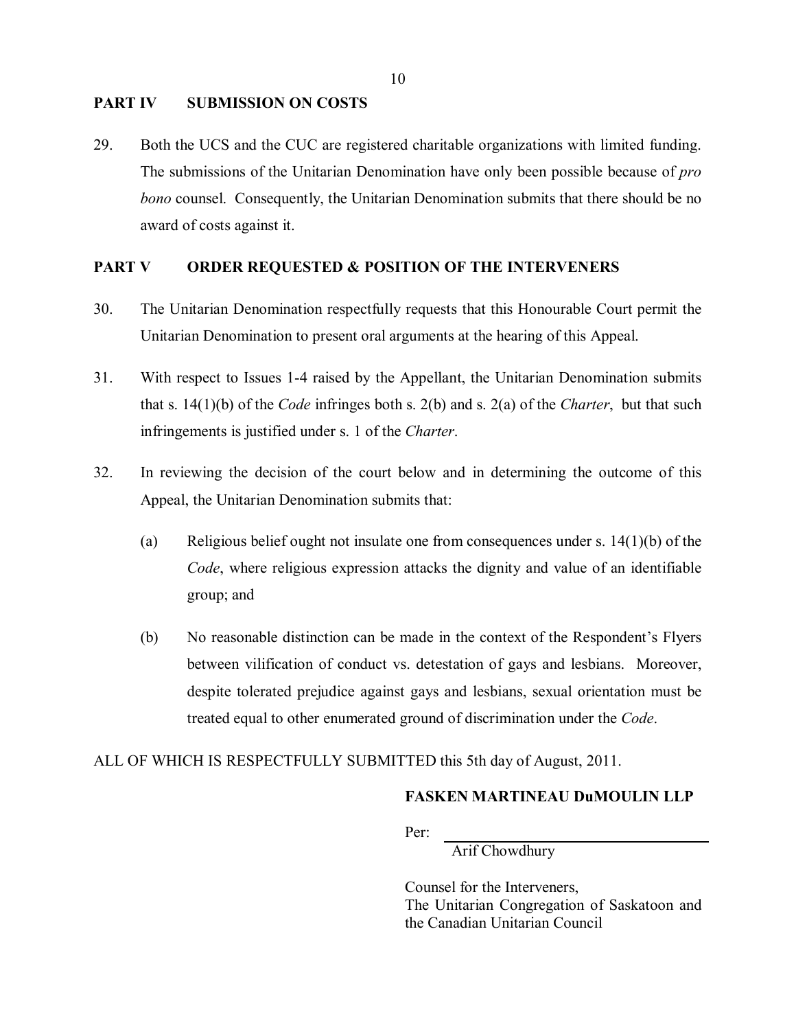## PART IV SUBMISSION ON COSTS

29. Both the UCS and the CUC are registered charitable organizations with limited funding. The submissions of the Unitarian Denomination have only been possible because of *pro bono* counsel. Consequently, the Unitarian Denomination submits that there should be no award of costs against it.

## PART V ORDER REQUESTED & POSITION OF THE INTERVENERS

30. The Unitarian Denomination respectfully requests that this Honourable Court permit the Unitarian Denomination to present oral arguments at the hearing of this Appeal.

31. With respect to Issues 1-4 raised by the Appellant, the Unitarian Denomination submits that s. 14(1)(b) of the *Code* infringes both s. 2(b) and s. 2(a) of the *Charter*, but that such infringements is justified under s. 1 of the *Charter*.

32. In reviewing the decision of the court below and in determining the outcome of this Appeal, the Unitarian Denomination submits that:

    (a) Religious belief ought not insulate one from consequences under s. 14(1)(b) of the *Code*, where religious expression attacks the dignity and value of an identifiable group; and

    (b) No reasonable distinction can be made in the context of the Respondent's Flyers between vilification of conduct vs. detestation of gays and lesbians. Moreover, despite tolerated prejudice against gays and lesbians, sexual orientation must be treated equal to other enumerated ground of discrimination under the *Code*.

ALL OF WHICH IS RESPECTFULLY SUBMITTED this 5th day of August, 2011.

**FASKEN MARTINEAU DuMOULIN LLP**

Per: ______________________________
Arif Chowdhury

Counsel for the Interveners,
The Unitarian Congregation of Saskatoon and the Canadian Unitarian Council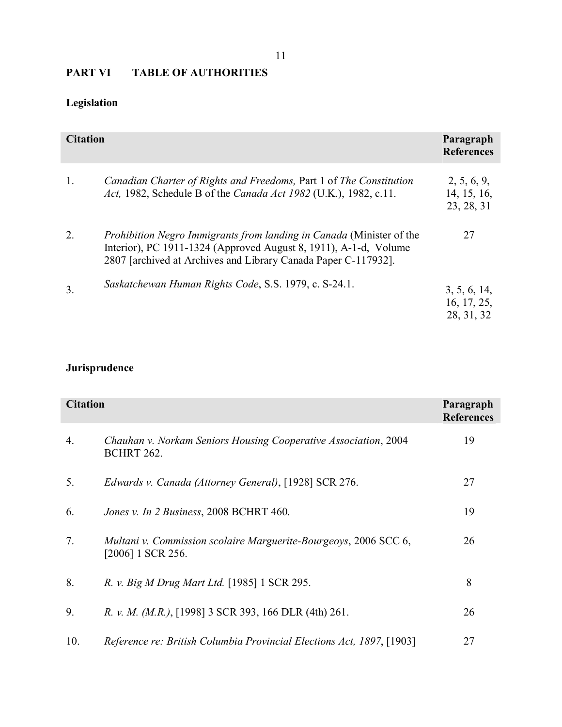## PART VI TABLE OF AUTHORITIES

### Legislation

| | Citation | Paragraph References |
|---|---|---|
| 1. | *Canadian Charter of Rights and Freedoms,* Part 1 of *The Constitution Act,* 1982, Schedule B of the *Canada Act 1982* (U.K.), 1982, c.11. | 2, 5, 6, 9, 14, 15, 16, 23, 28, 31 |
| 2. | *Prohibition Negro Immigrants from landing in Canada* (Minister of the Interior), PC 1911-1324 (Approved August 8, 1911), A-1-d, Volume 2807 [archived at Archives and Library Canada Paper C-117932]. | 27 |
| 3. | *Saskatchewan Human Rights Code*, S.S. 1979, c. S-24.1. | 3, 5, 6, 14, 16, 17, 25, 28, 31, 32 |

### Jurisprudence

| | Citation | Paragraph References |
|---|---|---|
| 4. | *Chauhan v. Norkam Seniors Housing Cooperative Association*, 2004 BCHRT 262. | 19 |
| 5. | *Edwards v. Canada (Attorney General)*, [1928] SCR 276. | 27 |
| 6. | *Jones v. In 2 Business*, 2008 BCHRT 460. | 19 |
| 7. | *Multani v. Commission scolaire Marguerite-Bourgeoys*, 2006 SCC 6, [2006] 1 SCR 256. | 26 |
| 8. | *R. v. Big M Drug Mart Ltd.* [1985] 1 SCR 295. | 8 |
| 9. | *R. v. M. (M.R.)*, [1998] 3 SCR 393, 166 DLR (4th) 261. | 26 |
| 10. | *Reference re: British Columbia Provincial Elections Act, 1897*, [1903] | 27 |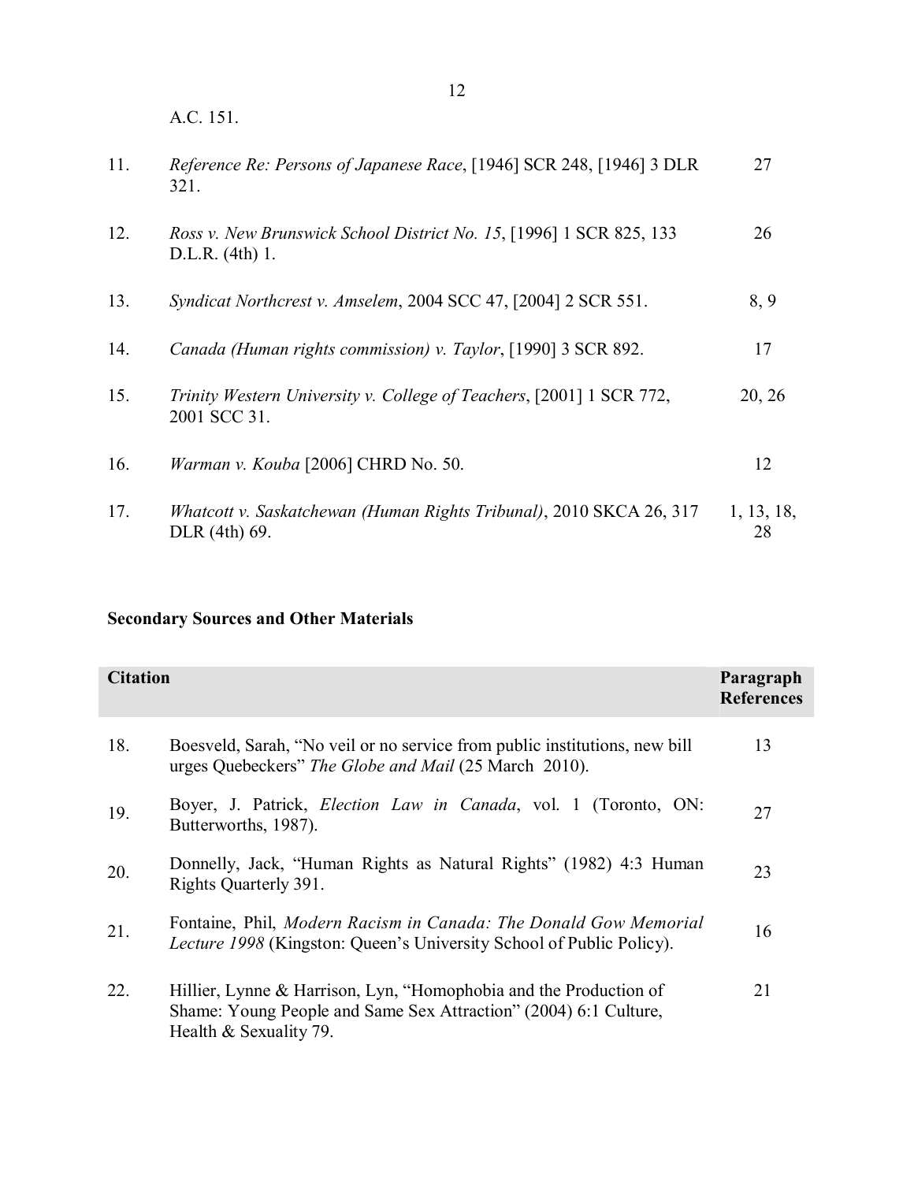A.C. 151.

| | | |
|---|---|---|
| 11. | *Reference Re: Persons of Japanese Race*, [1946] SCR 248, [1946] 3 DLR 321. | 27 |
| 12. | *Ross v. New Brunswick School District No. 15*, [1996] 1 SCR 825, 133 D.L.R. (4th) 1. | 26 |
| 13. | *Syndicat Northcrest v. Amselem*, 2004 SCC 47, [2004] 2 SCR 551. | 8, 9 |
| 14. | *Canada (Human rights commission) v. Taylor*, [1990] 3 SCR 892. | 17 |
| 15. | *Trinity Western University v. College of Teachers*, [2001] 1 SCR 772, 2001 SCC 31. | 20, 26 |
| 16. | *Warman v. Kouba* [2006] CHRD No. 50. | 12 |
| 17. | *Whatcott v. Saskatchewan (Human Rights Tribunal)*, 2010 SKCA 26, 317 DLR (4th) 69. | 1, 13, 18, 28 |

**Secondary Sources and Other Materials**

| | **Citation** | **Paragraph References** |
|---|---|---|
| 18. | Boesveld, Sarah, "No veil or no service from public institutions, new bill urges Quebeckers" *The Globe and Mail* (25 March 2010). | 13 |
| 19. | Boyer, J. Patrick, *Election Law in Canada*, vol. 1 (Toronto, ON: Butterworths, 1987). | 27 |
| 20. | Donnelly, Jack, "Human Rights as Natural Rights" (1982) 4:3 Human Rights Quarterly 391. | 23 |
| 21. | Fontaine, Phil, *Modern Racism in Canada: The Donald Gow Memorial Lecture 1998* (Kingston: Queen's University School of Public Policy). | 16 |
| 22. | Hillier, Lynne & Harrison, Lyn, "Homophobia and the Production of Shame: Young People and Same Sex Attraction" (2004) 6:1 Culture, Health & Sexuality 79. | 21 |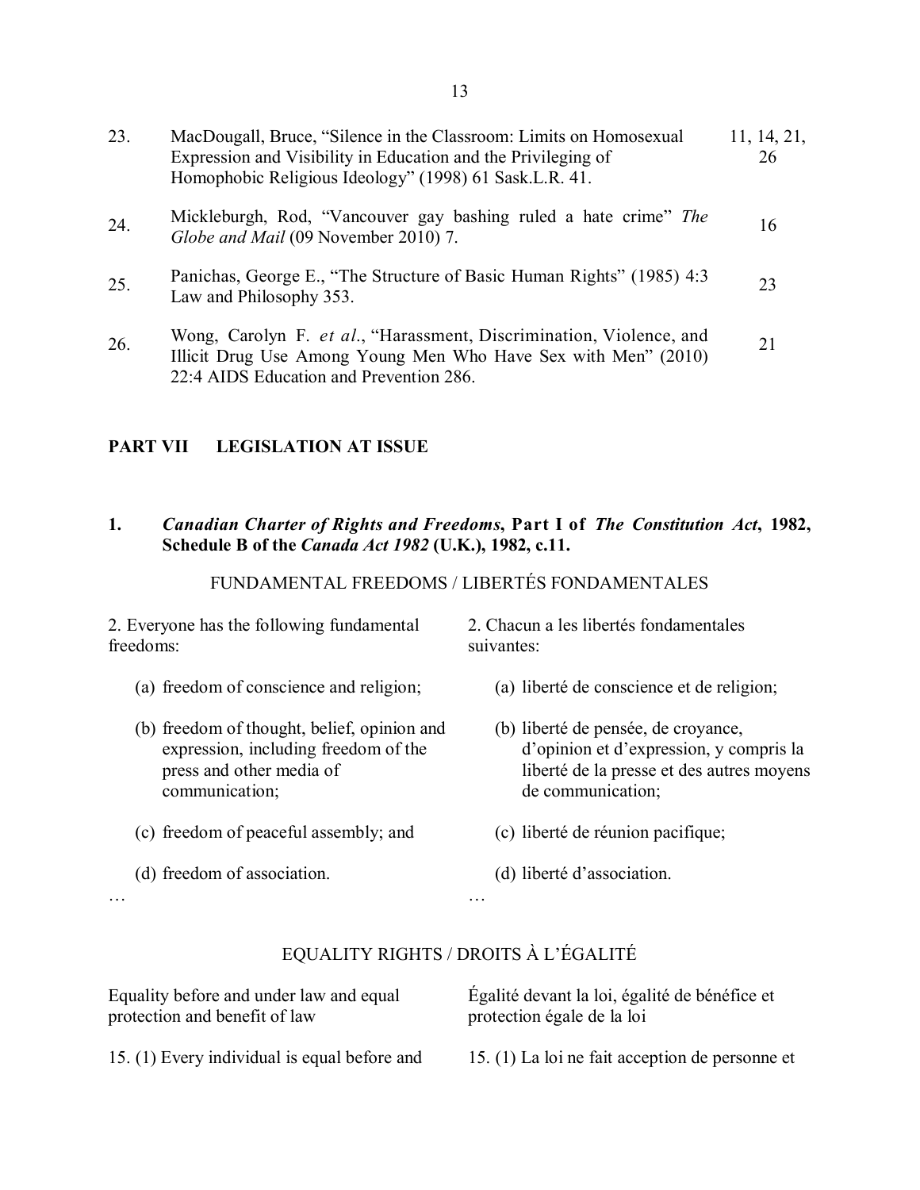| | | |
|---|---|---|
| 23. | MacDougall, Bruce, "Silence in the Classroom: Limits on Homosexual Expression and Visibility in Education and the Privileging of Homophobic Religious Ideology" (1998) 61 Sask.L.R. 41. | 11, 14, 21, 26 |
| 24. | Mickleburgh, Rod, "Vancouver gay bashing ruled a hate crime" *The Globe and Mail* (09 November 2010) 7. | 16 |
| 25. | Panichas, George E., "The Structure of Basic Human Rights" (1985) 4:3 Law and Philosophy 353. | 23 |
| 26. | Wong, Carolyn F. *et al.*, "Harassment, Discrimination, Violence, and Illicit Drug Use Among Young Men Who Have Sex with Men" (2010) 22:4 AIDS Education and Prevention 286. | 21 |

## PART VII LEGISLATION AT ISSUE

### 1. *Canadian Charter of Rights and Freedoms*, Part I of *The Constitution Act*, 1982, Schedule B of the *Canada Act 1982* (U.K.), 1982, c.11.

FUNDAMENTAL FREEDOMS / LIBERTÉS FONDAMENTALES

| | |
|---|---|
| 2. Everyone has the following fundamental freedoms: | 2. Chacun a les libertés fondamentales suivantes: |
| (a) freedom of conscience and religion; | (a) liberté de conscience et de religion; |
| (b) freedom of thought, belief, opinion and expression, including freedom of the press and other media of communication; | (b) liberté de pensée, de croyance, d'opinion et d'expression, y compris la liberté de la presse et des autres moyens de communication; |
| (c) freedom of peaceful assembly; and | (c) liberté de réunion pacifique; |
| (d) freedom of association. | (d) liberté d'association. |
| … | … |

EQUALITY RIGHTS / DROITS À L'ÉGALITÉ

| | |
|---|---|
| Equality before and under law and equal protection and benefit of law | Égalité devant la loi, égalité de bénéfice et protection égale de la loi |
| 15. (1) Every individual is equal before and | 15. (1) La loi ne fait acception de personne et |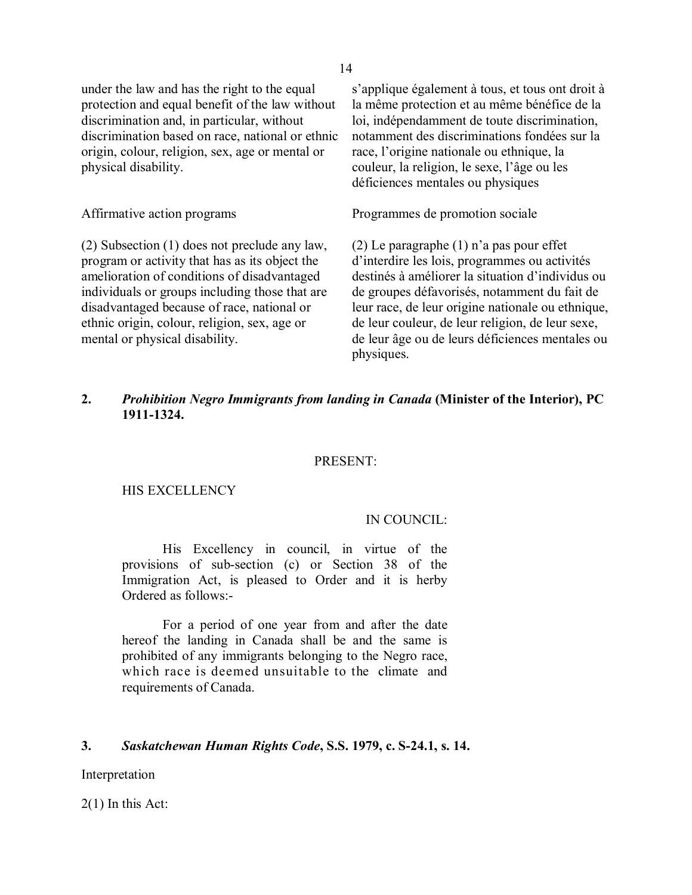under the law and has the right to the equal protection and equal benefit of the law without discrimination and, in particular, without discrimination based on race, national or ethnic origin, colour, religion, sex, age or mental or physical disability.

s'applique également à tous, et tous ont droit à la même protection et au même bénéfice de la loi, indépendamment de toute discrimination, notamment des discriminations fondées sur la race, l'origine nationale ou ethnique, la couleur, la religion, le sexe, l'âge ou les déficiences mentales ou physiques

Affirmative action programs

(2) Subsection (1) does not preclude any law, program or activity that has as its object the amelioration of conditions of disadvantaged individuals or groups including those that are disadvantaged because of race, national or ethnic origin, colour, religion, sex, age or mental or physical disability.

Programmes de promotion sociale

(2) Le paragraphe (1) n'a pas pour effet d'interdire les lois, programmes ou activités destinés à améliorer la situation d'individus ou de groupes défavorisés, notamment du fait de leur race, de leur origine nationale ou ethnique, de leur couleur, de leur religion, de leur sexe, de leur âge ou de leurs déficiences mentales ou physiques.

**2.** ***Prohibition Negro Immigrants from landing in Canada*** **(Minister of the Interior), PC 1911-1324.**

PRESENT:

HIS EXCELLENCY

IN COUNCIL:

His Excellency in council, in virtue of the provisions of sub-section (c) or Section 38 of the Immigration Act, is pleased to Order and it is herby Ordered as follows:-

For a period of one year from and after the date hereof the landing in Canada shall be and the same is prohibited of any immigrants belonging to the Negro race, which race is deemed unsuitable to the climate and requirements of Canada.

**3.** ***Saskatchewan Human Rights Code*****, S.S. 1979, c. S-24.1, s. 14.**

Interpretation

2(1) In this Act: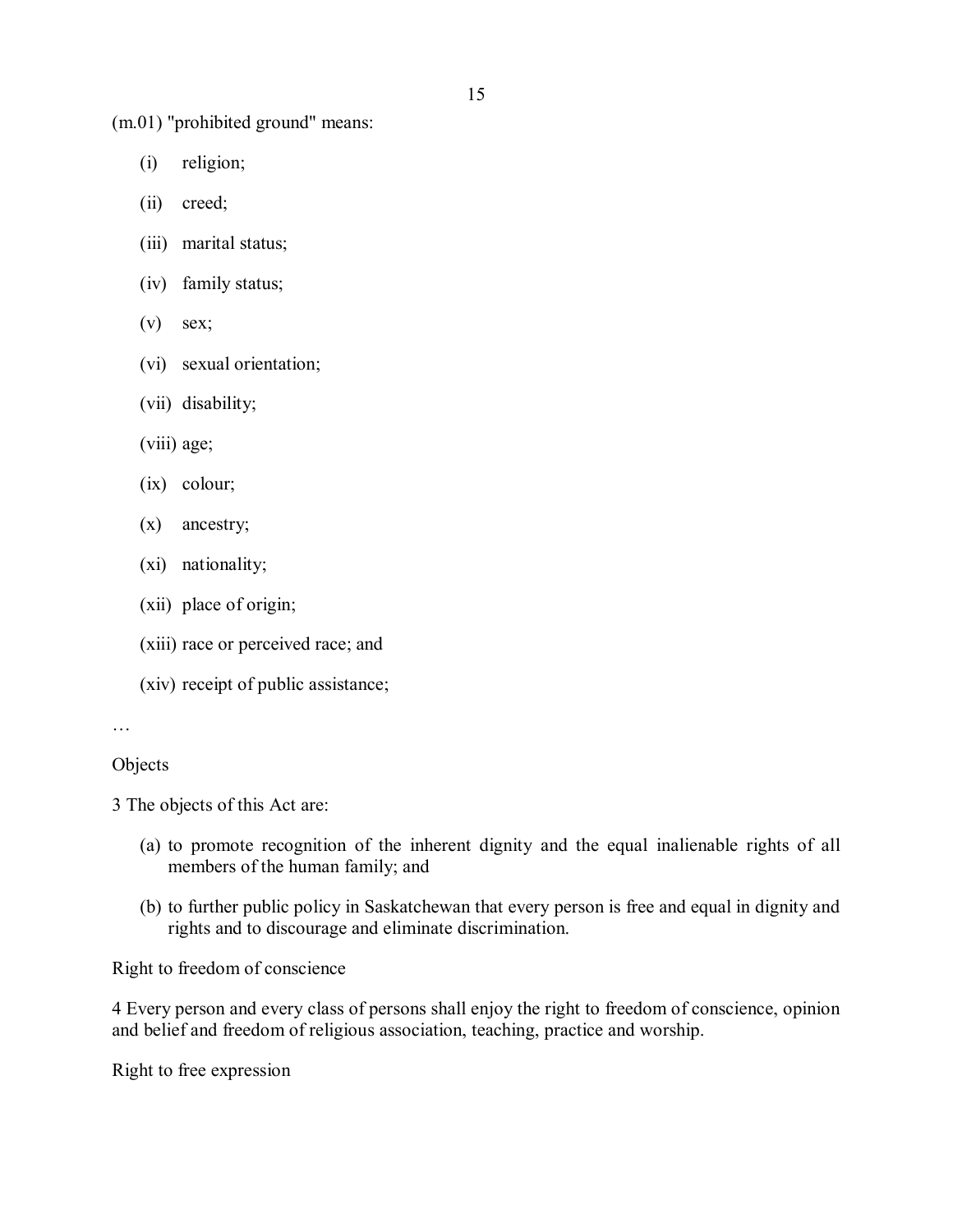(m.01) "prohibited ground" means:

- (i) religion;
- (ii) creed;
- (iii) marital status;
- (iv) family status;
- (v) sex;
- (vi) sexual orientation;
- (vii) disability;
- (viii) age;
- (ix) colour;
- (x) ancestry;
- (xi) nationality;
- (xii) place of origin;
- (xiii) race or perceived race; and
- (xiv) receipt of public assistance;

…

Objects

3 The objects of this Act are:

- (a) to promote recognition of the inherent dignity and the equal inalienable rights of all members of the human family; and
- (b) to further public policy in Saskatchewan that every person is free and equal in dignity and rights and to discourage and eliminate discrimination.

Right to freedom of conscience

4 Every person and every class of persons shall enjoy the right to freedom of conscience, opinion and belief and freedom of religious association, teaching, practice and worship.

Right to free expression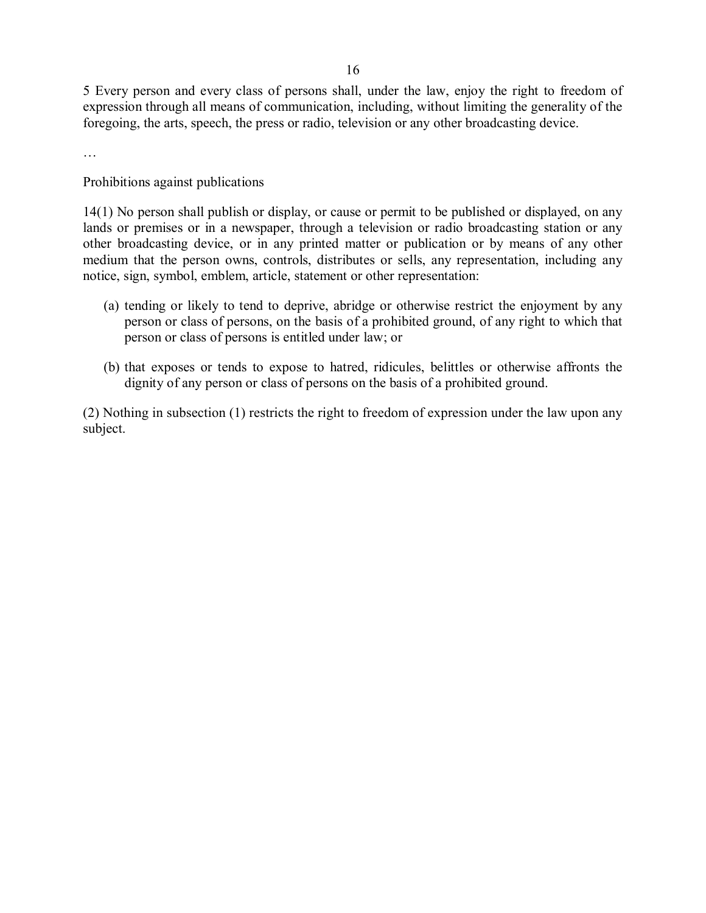5 Every person and every class of persons shall, under the law, enjoy the right to freedom of expression through all means of communication, including, without limiting the generality of the foregoing, the arts, speech, the press or radio, television or any other broadcasting device.

…

Prohibitions against publications

14(1) No person shall publish or display, or cause or permit to be published or displayed, on any lands or premises or in a newspaper, through a television or radio broadcasting station or any other broadcasting device, or in any printed matter or publication or by means of any other medium that the person owns, controls, distributes or sells, any representation, including any notice, sign, symbol, emblem, article, statement or other representation:

(a) tending or likely to tend to deprive, abridge or otherwise restrict the enjoyment by any person or class of persons, on the basis of a prohibited ground, of any right to which that person or class of persons is entitled under law; or

(b) that exposes or tends to expose to hatred, ridicules, belittles or otherwise affronts the dignity of any person or class of persons on the basis of a prohibited ground.

(2) Nothing in subsection (1) restricts the right to freedom of expression under the law upon any subject.